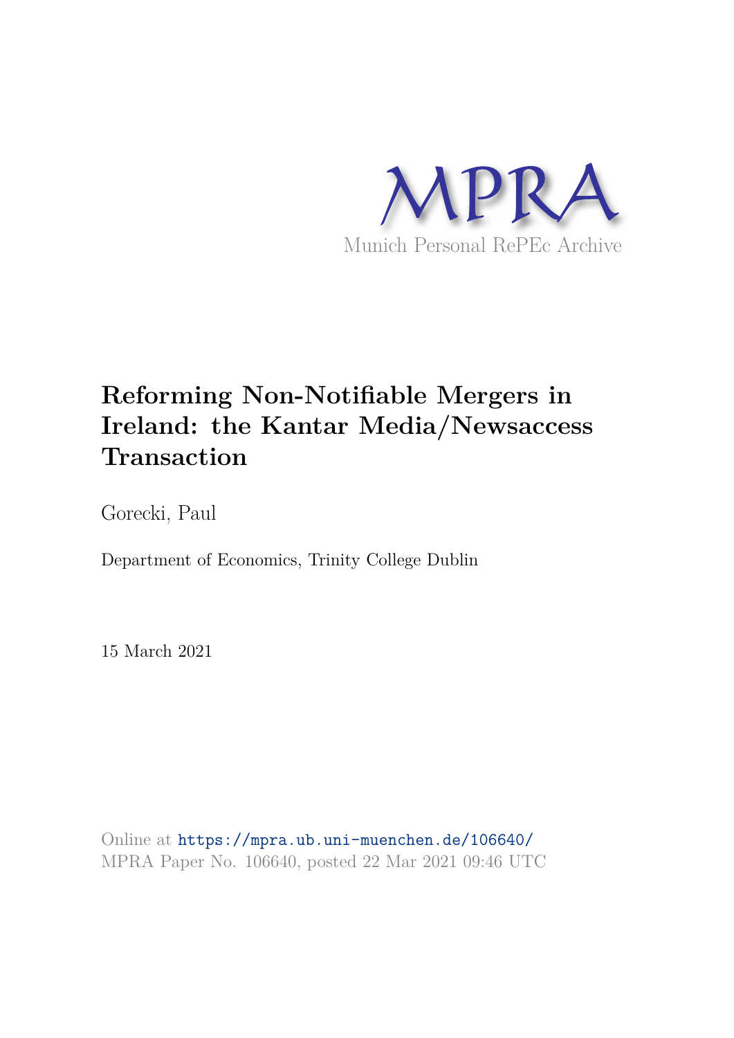MPRA

Munich Personal RePEc Archive

# Reforming Non-Notifiable Mergers in Ireland: the Kantar Media/Newsaccess Transaction

Gorecki, Paul

Department of Economics, Trinity College Dublin

15 March 2021

Online at https://mpra.ub.uni-muenchen.de/106640/
MPRA Paper No. 106640, posted 22 Mar 2021 09:46 UTC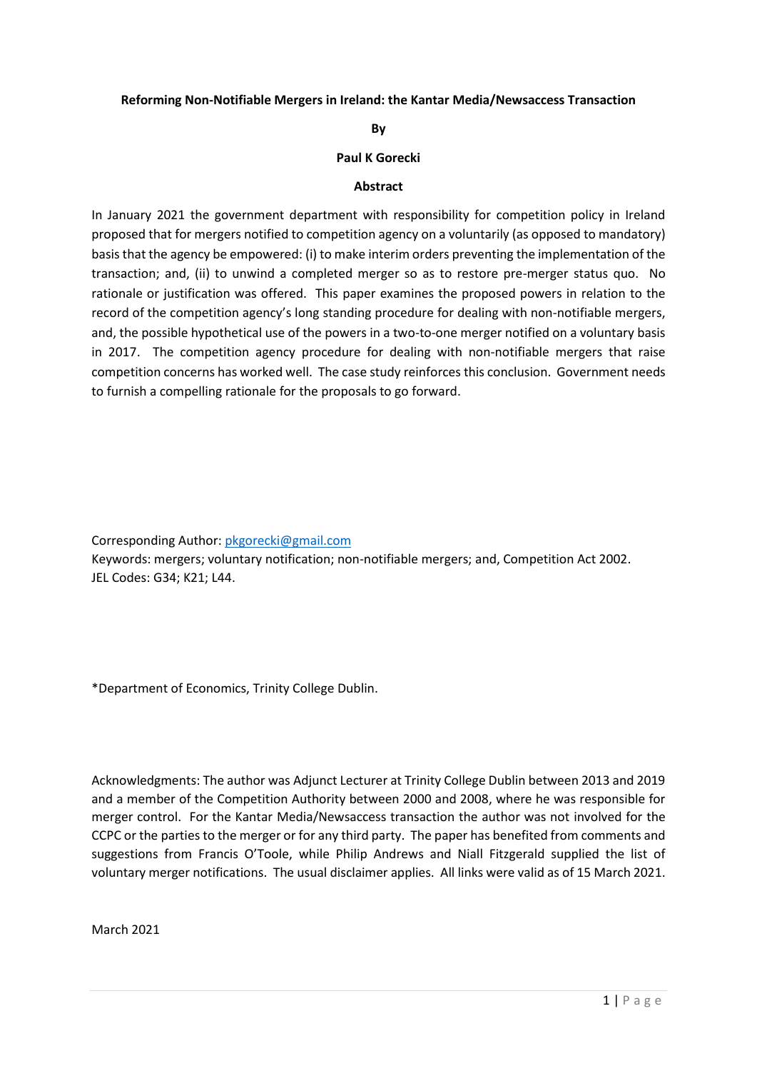**Reforming Non-Notifiable Mergers in Ireland: the Kantar Media/Newsaccess Transaction**

**By**

**Paul K Gorecki**

**Abstract**

In January 2021 the government department with responsibility for competition policy in Ireland proposed that for mergers notified to competition agency on a voluntarily (as opposed to mandatory) basis that the agency be empowered: (i) to make interim orders preventing the implementation of the transaction; and, (ii) to unwind a completed merger so as to restore pre-merger status quo. No rationale or justification was offered. This paper examines the proposed powers in relation to the record of the competition agency's long standing procedure for dealing with non-notifiable mergers, and, the possible hypothetical use of the powers in a two-to-one merger notified on a voluntary basis in 2017. The competition agency procedure for dealing with non-notifiable mergers that raise competition concerns has worked well. The case study reinforces this conclusion. Government needs to furnish a compelling rationale for the proposals to go forward.

Corresponding Author: pkgorecki@gmail.com
Keywords: mergers; voluntary notification; non-notifiable mergers; and, Competition Act 2002.
JEL Codes: G34; K21; L44.

*Department of Economics, Trinity College Dublin.

Acknowledgments: The author was Adjunct Lecturer at Trinity College Dublin between 2013 and 2019 and a member of the Competition Authority between 2000 and 2008, where he was responsible for merger control. For the Kantar Media/Newsaccess transaction the author was not involved for the CCPC or the parties to the merger or for any third party. The paper has benefited from comments and suggestions from Francis O'Toole, while Philip Andrews and Niall Fitzgerald supplied the list of voluntary merger notifications. The usual disclaimer applies. All links were valid as of 15 March 2021.

March 2021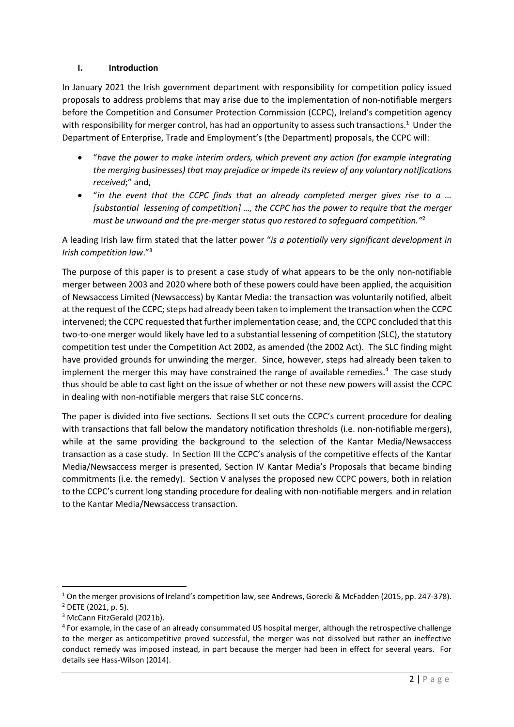## I. Introduction

In January 2021 the Irish government department with responsibility for competition policy issued proposals to address problems that may arise due to the implementation of non-notifiable mergers before the Competition and Consumer Protection Commission (CCPC), Ireland's competition agency with responsibility for merger control, has had an opportunity to assess such transactions.[1] Under the Department of Enterprise, Trade and Employment's (the Department) proposals, the CCPC will:

- "*have the power to make interim orders, which prevent any action (for example integrating the merging businesses) that may prejudice or impede its review of any voluntary notifications received*;" and,
- "*in the event that the CCPC finds that an already completed merger gives rise to a … [substantial lessening of competition] …, the CCPC has the power to require that the merger must be unwound and the pre-merger status quo restored to safeguard competition.*"[2]

A leading Irish law firm stated that the latter power "*is a potentially very significant development in Irish competition law*."[3]

The purpose of this paper is to present a case study of what appears to be the only non-notifiable merger between 2003 and 2020 where both of these powers could have been applied, the acquisition of Newsaccess Limited (Newsaccess) by Kantar Media: the transaction was voluntarily notified, albeit at the request of the CCPC; steps had already been taken to implement the transaction when the CCPC intervened; the CCPC requested that further implementation cease; and, the CCPC concluded that this two-to-one merger would likely have led to a substantial lessening of competition (SLC), the statutory competition test under the Competition Act 2002, as amended (the 2002 Act). The SLC finding might have provided grounds for unwinding the merger. Since, however, steps had already been taken to implement the merger this may have constrained the range of available remedies.[4] The case study thus should be able to cast light on the issue of whether or not these new powers will assist the CCPC in dealing with non-notifiable mergers that raise SLC concerns.

The paper is divided into five sections. Sections II set outs the CCPC's current procedure for dealing with transactions that fall below the mandatory notification thresholds (i.e. non-notifiable mergers), while at the same providing the background to the selection of the Kantar Media/Newsaccess transaction as a case study. In Section III the CCPC's analysis of the competitive effects of the Kantar Media/Newsaccess merger is presented, Section IV Kantar Media's Proposals that became binding commitments (i.e. the remedy). Section V analyses the proposed new CCPC powers, both in relation to the CCPC's current long standing procedure for dealing with non-notifiable mergers and in relation to the Kantar Media/Newsaccess transaction.

---

[1] On the merger provisions of Ireland's competition law, see Andrews, Gorecki & McFadden (2015, pp. 247-378).

[2] DETE (2021, p. 5).

[3] McCann FitzGerald (2021b).

[4] For example, in the case of an already consummated US hospital merger, although the retrospective challenge to the merger as anticompetitive proved successful, the merger was not dissolved but rather an ineffective conduct remedy was imposed instead, in part because the merger had been in effect for several years. For details see Hass-Wilson (2014).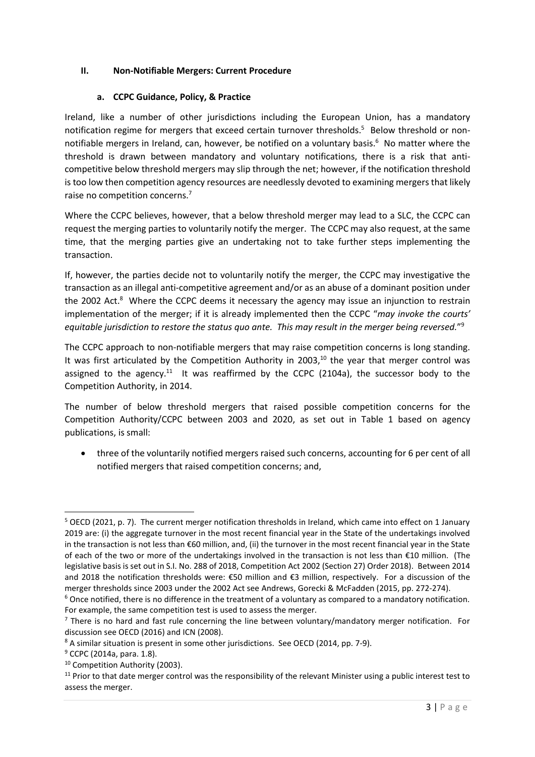## II. Non-Notifiable Mergers: Current Procedure

### a. CCPC Guidance, Policy, & Practice

Ireland, like a number of other jurisdictions including the European Union, has a mandatory notification regime for mergers that exceed certain turnover thresholds.[5] Below threshold or non-notifiable mergers in Ireland, can, however, be notified on a voluntary basis.[6] No matter where the threshold is drawn between mandatory and voluntary notifications, there is a risk that anti-competitive below threshold mergers may slip through the net; however, if the notification threshold is too low then competition agency resources are needlessly devoted to examining mergers that likely raise no competition concerns.[7]

Where the CCPC believes, however, that a below threshold merger may lead to a SLC, the CCPC can request the merging parties to voluntarily notify the merger. The CCPC may also request, at the same time, that the merging parties give an undertaking not to take further steps implementing the transaction.

If, however, the parties decide not to voluntarily notify the merger, the CCPC may investigative the transaction as an illegal anti-competitive agreement and/or as an abuse of a dominant position under the 2002 Act.[8] Where the CCPC deems it necessary the agency may issue an injunction to restrain implementation of the merger; if it is already implemented then the CCPC "*may invoke the courts' equitable jurisdiction to restore the status quo ante. This may result in the merger being reversed.*"[9]

The CCPC approach to non-notifiable mergers that may raise competition concerns is long standing. It was first articulated by the Competition Authority in 2003,[10] the year that merger control was assigned to the agency.[11] It was reaffirmed by the CCPC (2104a), the successor body to the Competition Authority, in 2014.

The number of below threshold mergers that raised possible competition concerns for the Competition Authority/CCPC between 2003 and 2020, as set out in Table 1 based on agency publications, is small:

- three of the voluntarily notified mergers raised such concerns, accounting for 6 per cent of all notified mergers that raised competition concerns; and,

---

[5] OECD (2021, p. 7). The current merger notification thresholds in Ireland, which came into effect on 1 January 2019 are: (i) the aggregate turnover in the most recent financial year in the State of the undertakings involved in the transaction is not less than €60 million, and, (ii) the turnover in the most recent financial year in the State of each of the two or more of the undertakings involved in the transaction is not less than €10 million. (The legislative basis is set out in S.I. No. 288 of 2018, Competition Act 2002 (Section 27) Order 2018). Between 2014 and 2018 the notification thresholds were: €50 million and €3 million, respectively. For a discussion of the merger thresholds since 2003 under the 2002 Act see Andrews, Gorecki & McFadden (2015, pp. 272-274).

[6] Once notified, there is no difference in the treatment of a voluntary as compared to a mandatory notification. For example, the same competition test is used to assess the merger.

[7] There is no hard and fast rule concerning the line between voluntary/mandatory merger notification. For discussion see OECD (2016) and ICN (2008).

[8] A similar situation is present in some other jurisdictions. See OECD (2014, pp. 7-9).

[9] CCPC (2014a, para. 1.8).

[10] Competition Authority (2003).

[11] Prior to that date merger control was the responsibility of the relevant Minister using a public interest test to assess the merger.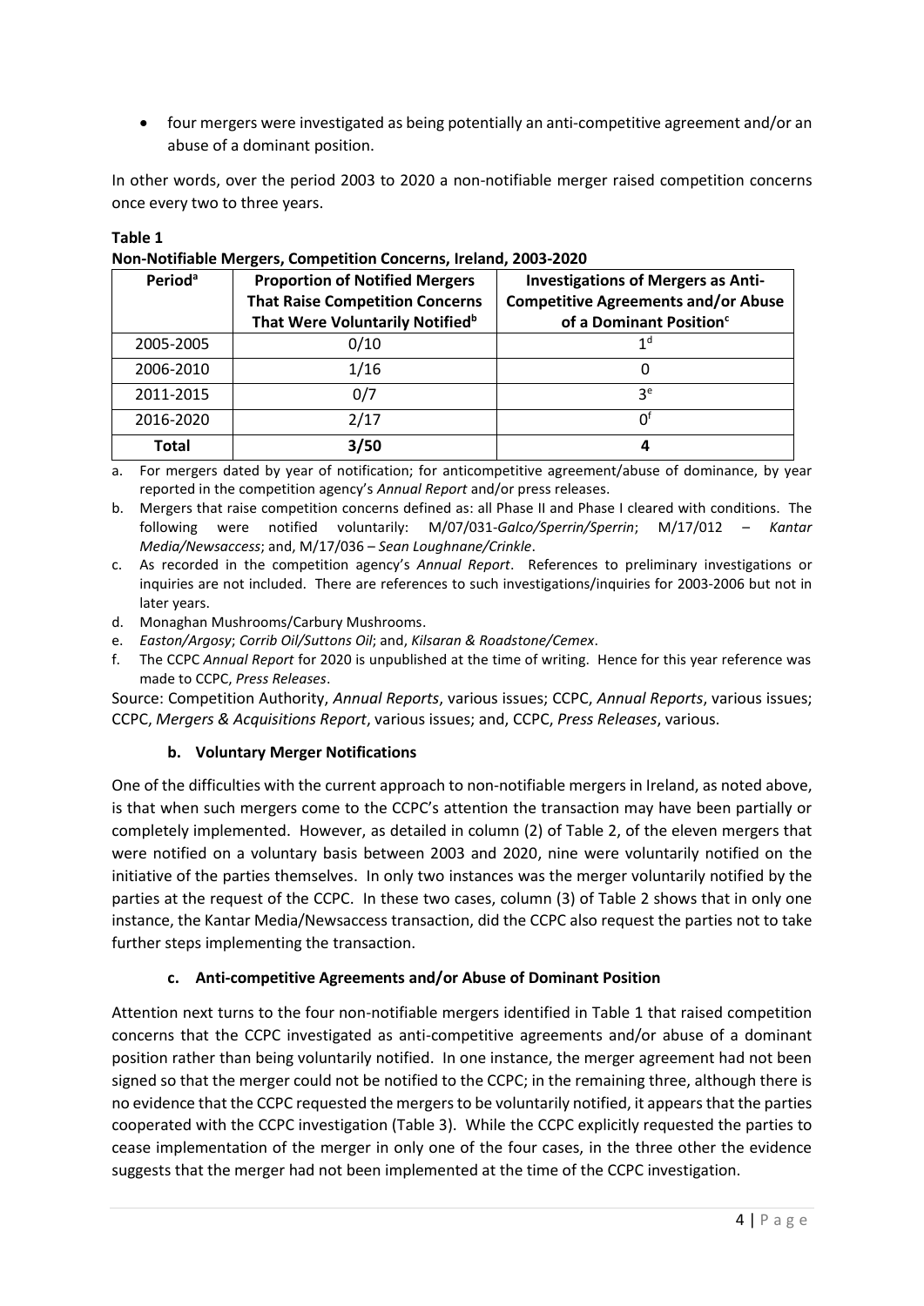- four mergers were investigated as being potentially an anti-competitive agreement and/or an abuse of a dominant position.

In other words, over the period 2003 to 2020 a non-notifiable merger raised competition concerns once every two to three years.

**Table 1**
**Non-Notifiable Mergers, Competition Concerns, Ireland, 2003-2020**

| Period[a] | Proportion of Notified Mergers That Raise Competition Concerns That Were Voluntarily Notified[b] | Investigations of Mergers as Anti-Competitive Agreements and/or Abuse of a Dominant Position[c] |
|---|---|---|
| 2005-2005 | 0/10 | 1[d] |
| 2006-2010 | 1/16 | 0 |
| 2011-2015 | 0/7 | 3[e] |
| 2016-2020 | 2/17 | 0[f] |
| **Total** | **3/50** | **4** |

a. For mergers dated by year of notification; for anticompetitive agreement/abuse of dominance, by year reported in the competition agency's *Annual Report* and/or press releases.

b. Mergers that raise competition concerns defined as: all Phase II and Phase I cleared with conditions. The following were notified voluntarily: M/07/031-*Galco/Sperrin/Sperrin*; M/17/012 – *Kantar Media/Newsaccess*; and, M/17/036 – *Sean Loughnane/Crinkle*.

c. As recorded in the competition agency's *Annual Report*. References to preliminary investigations or inquiries are not included. There are references to such investigations/inquiries for 2003-2006 but not in later years.

d. Monaghan Mushrooms/Carbury Mushrooms.

e. *Easton/Argosy*; *Corrib Oil/Suttons Oil*; and, *Kilsaran & Roadstone/Cemex*.

f. The CCPC *Annual Report* for 2020 is unpublished at the time of writing. Hence for this year reference was made to CCPC, *Press Releases*.

Source: Competition Authority, *Annual Reports*, various issues; CCPC, *Annual Reports*, various issues; CCPC, *Mergers & Acquisitions Report*, various issues; and, CCPC, *Press Releases*, various.

### b. Voluntary Merger Notifications

One of the difficulties with the current approach to non-notifiable mergers in Ireland, as noted above, is that when such mergers come to the CCPC's attention the transaction may have been partially or completely implemented. However, as detailed in column (2) of Table 2, of the eleven mergers that were notified on a voluntary basis between 2003 and 2020, nine were voluntarily notified on the initiative of the parties themselves. In only two instances was the merger voluntarily notified by the parties at the request of the CCPC. In these two cases, column (3) of Table 2 shows that in only one instance, the Kantar Media/Newsaccess transaction, did the CCPC also request the parties not to take further steps implementing the transaction.

### c. Anti-competitive Agreements and/or Abuse of Dominant Position

Attention next turns to the four non-notifiable mergers identified in Table 1 that raised competition concerns that the CCPC investigated as anti-competitive agreements and/or abuse of a dominant position rather than being voluntarily notified. In one instance, the merger agreement had not been signed so that the merger could not be notified to the CCPC; in the remaining three, although there is no evidence that the CCPC requested the mergers to be voluntarily notified, it appears that the parties cooperated with the CCPC investigation (Table 3). While the CCPC explicitly requested the parties to cease implementation of the merger in only one of the four cases, in the three other the evidence suggests that the merger had not been implemented at the time of the CCPC investigation.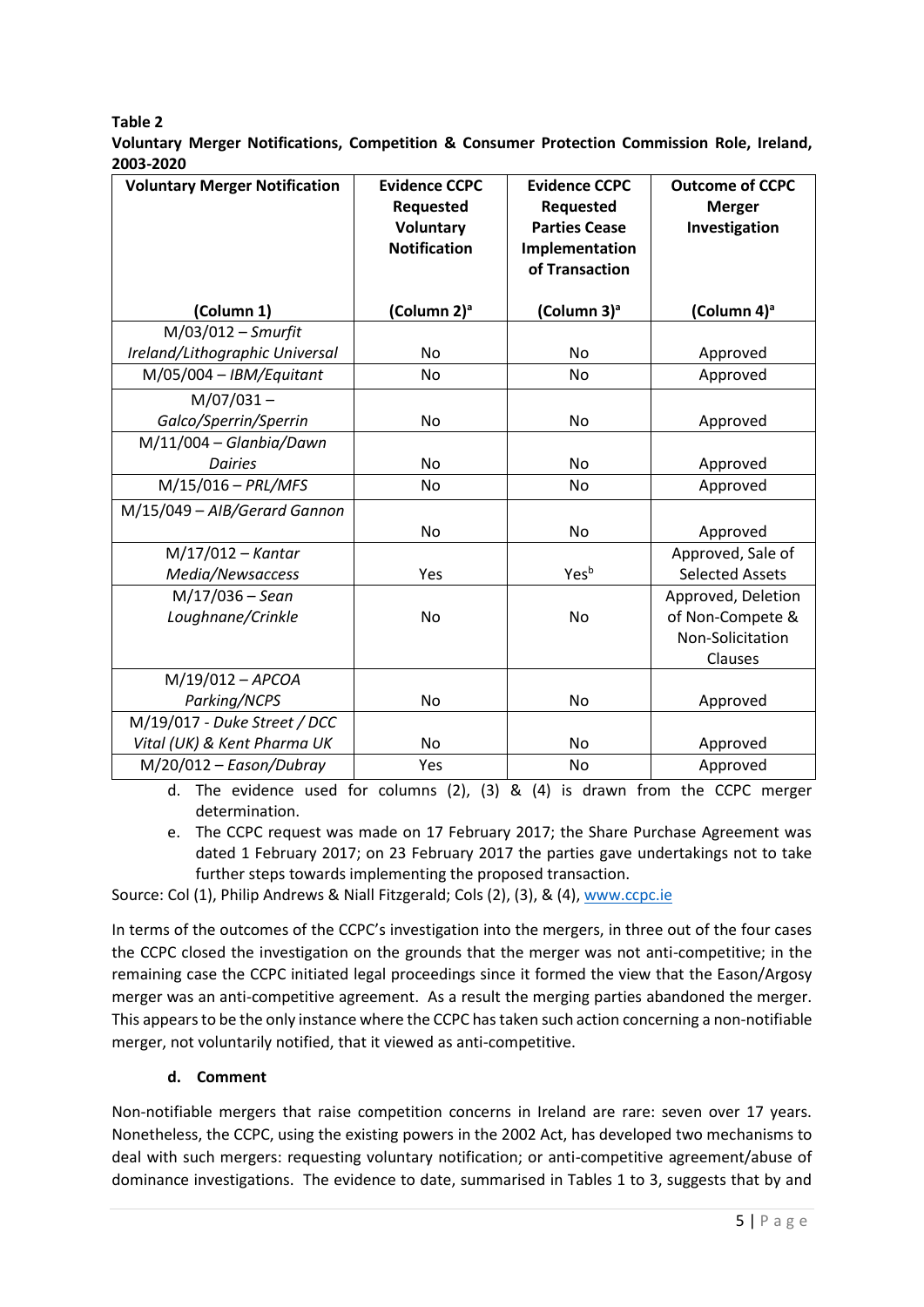**Table 2**

**Voluntary Merger Notifications, Competition & Consumer Protection Commission Role, Ireland, 2003-2020**

| Voluntary Merger Notification<br><br>(Column 1) | Evidence CCPC Requested Voluntary Notification<br><br>(Column 2)[a] | Evidence CCPC Requested Parties Cease Implementation of Transaction<br><br>(Column 3)[a] | Outcome of CCPC Merger Investigation<br><br>(Column 4)[a] |
|---|---|---|---|
| M/03/012 – *Smurfit Ireland/Lithographic Universal* | No | No | Approved |
| M/05/004 – *IBM/Equitant* | No | No | Approved |
| M/07/031 – *Galco/Sperrin/Sperrin* | No | No | Approved |
| M/11/004 – *Glanbia/Dawn Dairies* | No | No | Approved |
| M/15/016 – *PRL/MFS* | No | No | Approved |
| M/15/049 – *AIB/Gerard Gannon* | No | No | Approved |
| M/17/012 – *Kantar Media/Newsaccess* | Yes | Yes[b] | Approved, Sale of Selected Assets |
| M/17/036 – *Sean Loughnane/Crinkle* | No | No | Approved, Deletion of Non-Compete & Non-Solicitation Clauses |
| M/19/012 – *APCOA Parking/NCPS* | No | No | Approved |
| M/19/017 - *Duke Street / DCC Vital (UK) & Kent Pharma UK* | No | No | Approved |
| M/20/012 – *Eason/Dubray* | Yes | No | Approved |

d. The evidence used for columns (2), (3) & (4) is drawn from the CCPC merger determination.

e. The CCPC request was made on 17 February 2017; the Share Purchase Agreement was dated 1 February 2017; on 23 February 2017 the parties gave undertakings not to take further steps towards implementing the proposed transaction.

Source: Col (1), Philip Andrews & Niall Fitzgerald; Cols (2), (3), & (4), www.ccpc.ie

In terms of the outcomes of the CCPC's investigation into the mergers, in three out of the four cases the CCPC closed the investigation on the grounds that the merger was not anti-competitive; in the remaining case the CCPC initiated legal proceedings since it formed the view that the Eason/Argosy merger was an anti-competitive agreement. As a result the merging parties abandoned the merger. This appears to be the only instance where the CCPC has taken such action concerning a non-notifiable merger, not voluntarily notified, that it viewed as anti-competitive.

#### d. Comment

Non-notifiable mergers that raise competition concerns in Ireland are rare: seven over 17 years. Nonetheless, the CCPC, using the existing powers in the 2002 Act, has developed two mechanisms to deal with such mergers: requesting voluntary notification; or anti-competitive agreement/abuse of dominance investigations. The evidence to date, summarised in Tables 1 to 3, suggests that by and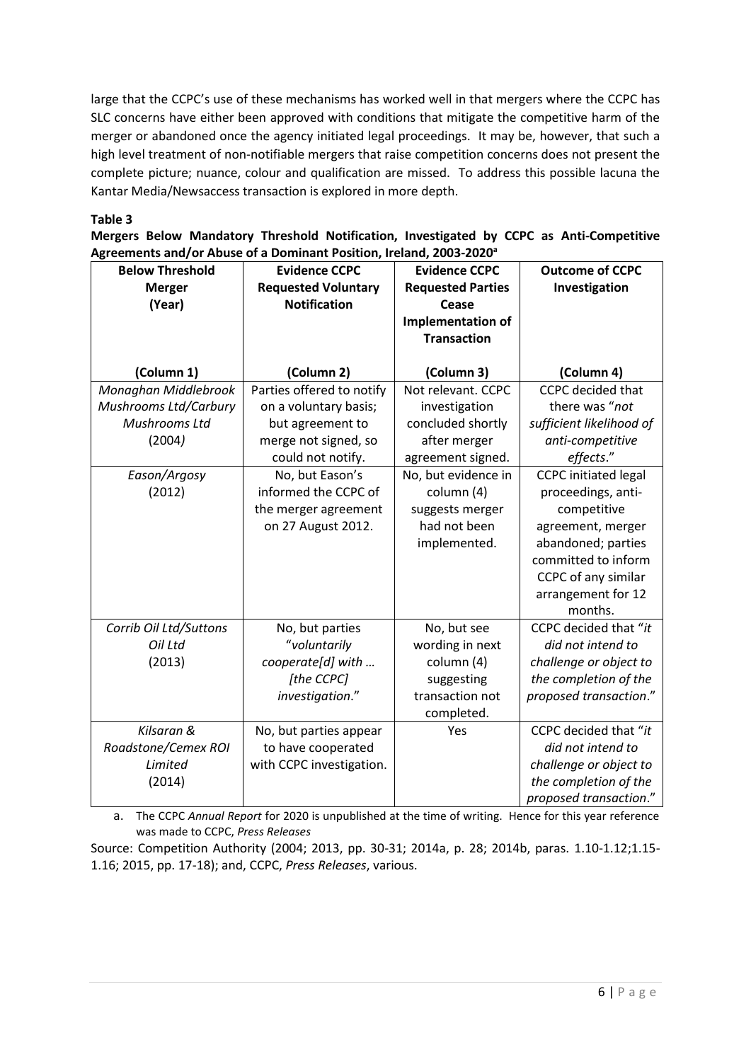large that the CCPC's use of these mechanisms has worked well in that mergers where the CCPC has SLC concerns have either been approved with conditions that mitigate the competitive harm of the merger or abandoned once the agency initiated legal proceedings. It may be, however, that such a high level treatment of non-notifiable mergers that raise competition concerns does not present the complete picture; nuance, colour and qualification are missed. To address this possible lacuna the Kantar Media/Newsaccess transaction is explored in more depth.

**Table 3**

**Mergers Below Mandatory Threshold Notification, Investigated by CCPC as Anti-Competitive Agreements and/or Abuse of a Dominant Position, Ireland, 2003-2020[a]**

| Below Threshold Merger (Year) | Evidence CCPC Requested Voluntary Notification | Evidence CCPC Requested Parties Cease Implementation of Transaction | Outcome of CCPC Investigation |
|---|---|---|---|
| (Column 1) | (Column 2) | (Column 3) | (Column 4) |
| *Monaghan Middlebrook Mushrooms Ltd/Carbury Mushrooms Ltd* (2004) | Parties offered to notify on a voluntary basis; but agreement to merge not signed, so could not notify. | Not relevant. CCPC investigation concluded shortly after merger agreement signed. | CCPC decided that there was "*not sufficient likelihood of anti-competitive effects*." |
| *Eason/Argosy* (2012) | No, but Eason's informed the CCPC of the merger agreement on 27 August 2012. | No, but evidence in column (4) suggests merger had not been implemented. | CCPC initiated legal proceedings, anti-competitive agreement, merger abandoned; parties committed to inform CCPC of any similar arrangement for 12 months. |
| *Corrib Oil Ltd/Suttons Oil Ltd* (2013) | No, but parties "*voluntarily cooperate[d] with … [the CCPC] investigation*." | No, but see wording in next column (4) suggesting transaction not completed. | CCPC decided that "*it did not intend to challenge or object to the completion of the proposed transaction*." |
| *Kilsaran & Roadstone/Cemex ROI Limited* (2014) | No, but parties appear to have cooperated with CCPC investigation. | Yes | CCPC decided that "*it did not intend to challenge or object to the completion of the proposed transaction*." |

a. The CCPC *Annual Report* for 2020 is unpublished at the time of writing. Hence for this year reference was made to CCPC, *Press Releases*

Source: Competition Authority (2004; 2013, pp. 30-31; 2014a, p. 28; 2014b, paras. 1.10-1.12;1.15-1.16; 2015, pp. 17-18); and, CCPC, *Press Releases*, various.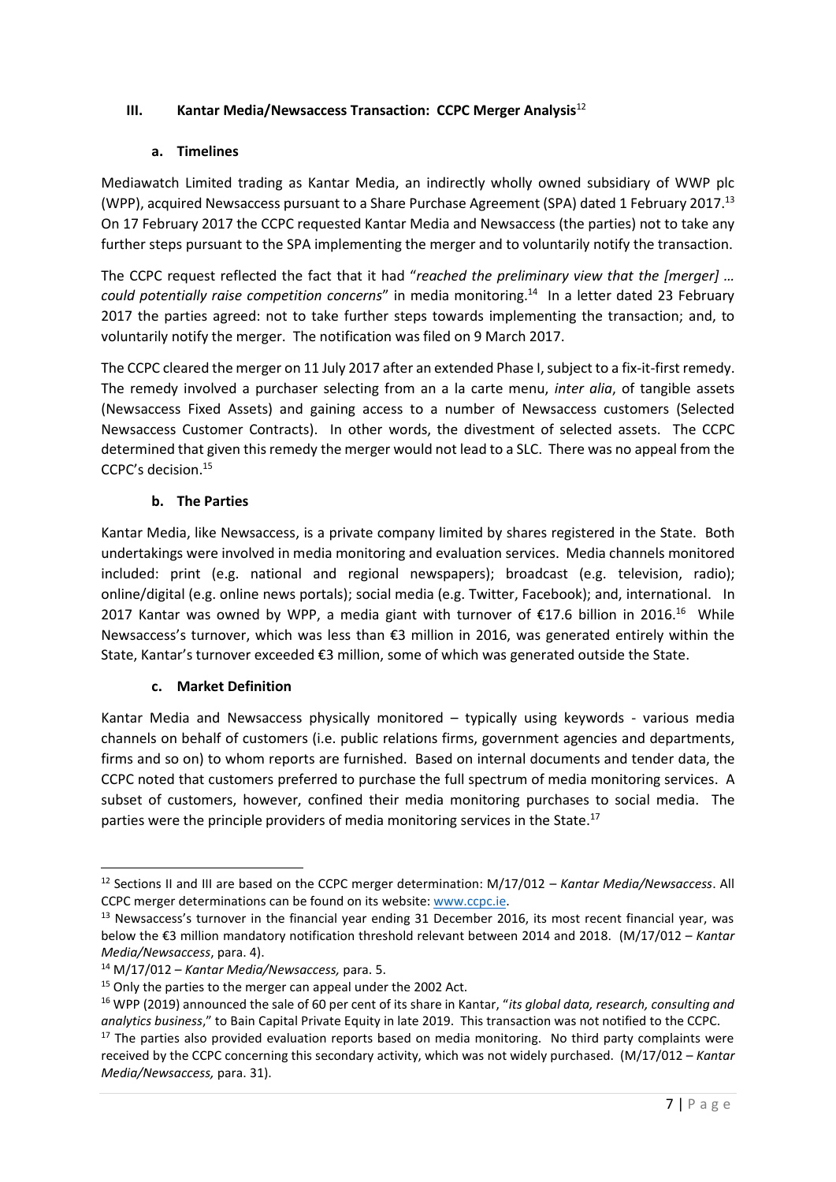## III. Kantar Media/Newsaccess Transaction: CCPC Merger Analysis[12]

### a. Timelines

Mediawatch Limited trading as Kantar Media, an indirectly wholly owned subsidiary of WWP plc (WPP), acquired Newsaccess pursuant to a Share Purchase Agreement (SPA) dated 1 February 2017.[13] On 17 February 2017 the CCPC requested Kantar Media and Newsaccess (the parties) not to take any further steps pursuant to the SPA implementing the merger and to voluntarily notify the transaction.

The CCPC request reflected the fact that it had "*reached the preliminary view that the [merger] … could potentially raise competition concerns*" in media monitoring.[14] In a letter dated 23 February 2017 the parties agreed: not to take further steps towards implementing the transaction; and, to voluntarily notify the merger. The notification was filed on 9 March 2017.

The CCPC cleared the merger on 11 July 2017 after an extended Phase I, subject to a fix-it-first remedy. The remedy involved a purchaser selecting from an a la carte menu, *inter alia*, of tangible assets (Newsaccess Fixed Assets) and gaining access to a number of Newsaccess customers (Selected Newsaccess Customer Contracts). In other words, the divestment of selected assets. The CCPC determined that given this remedy the merger would not lead to a SLC. There was no appeal from the CCPC's decision.[15]

### b. The Parties

Kantar Media, like Newsaccess, is a private company limited by shares registered in the State. Both undertakings were involved in media monitoring and evaluation services. Media channels monitored included: print (e.g. national and regional newspapers); broadcast (e.g. television, radio); online/digital (e.g. online news portals); social media (e.g. Twitter, Facebook); and, international. In 2017 Kantar was owned by WPP, a media giant with turnover of €17.6 billion in 2016.[16] While Newsaccess's turnover, which was less than €3 million in 2016, was generated entirely within the State, Kantar's turnover exceeded €3 million, some of which was generated outside the State.

### c. Market Definition

Kantar Media and Newsaccess physically monitored – typically using keywords - various media channels on behalf of customers (i.e. public relations firms, government agencies and departments, firms and so on) to whom reports are furnished. Based on internal documents and tender data, the CCPC noted that customers preferred to purchase the full spectrum of media monitoring services. A subset of customers, however, confined their media monitoring purchases to social media. The parties were the principle providers of media monitoring services in the State.[17]

---

[12] Sections II and III are based on the CCPC merger determination: M/17/012 – *Kantar Media/Newsaccess*. All CCPC merger determinations can be found on its website: www.ccpc.ie.

[13] Newsaccess's turnover in the financial year ending 31 December 2016, its most recent financial year, was below the €3 million mandatory notification threshold relevant between 2014 and 2018. (M/17/012 – *Kantar Media/Newsaccess*, para. 4).

[14] M/17/012 – *Kantar Media/Newsaccess,* para. 5.

[15] Only the parties to the merger can appeal under the 2002 Act.

[16] WPP (2019) announced the sale of 60 per cent of its share in Kantar, "*its global data, research, consulting and analytics business*," to Bain Capital Private Equity in late 2019. This transaction was not notified to the CCPC.

[17] The parties also provided evaluation reports based on media monitoring. No third party complaints were received by the CCPC concerning this secondary activity, which was not widely purchased. (M/17/012 – *Kantar Media/Newsaccess,* para. 31).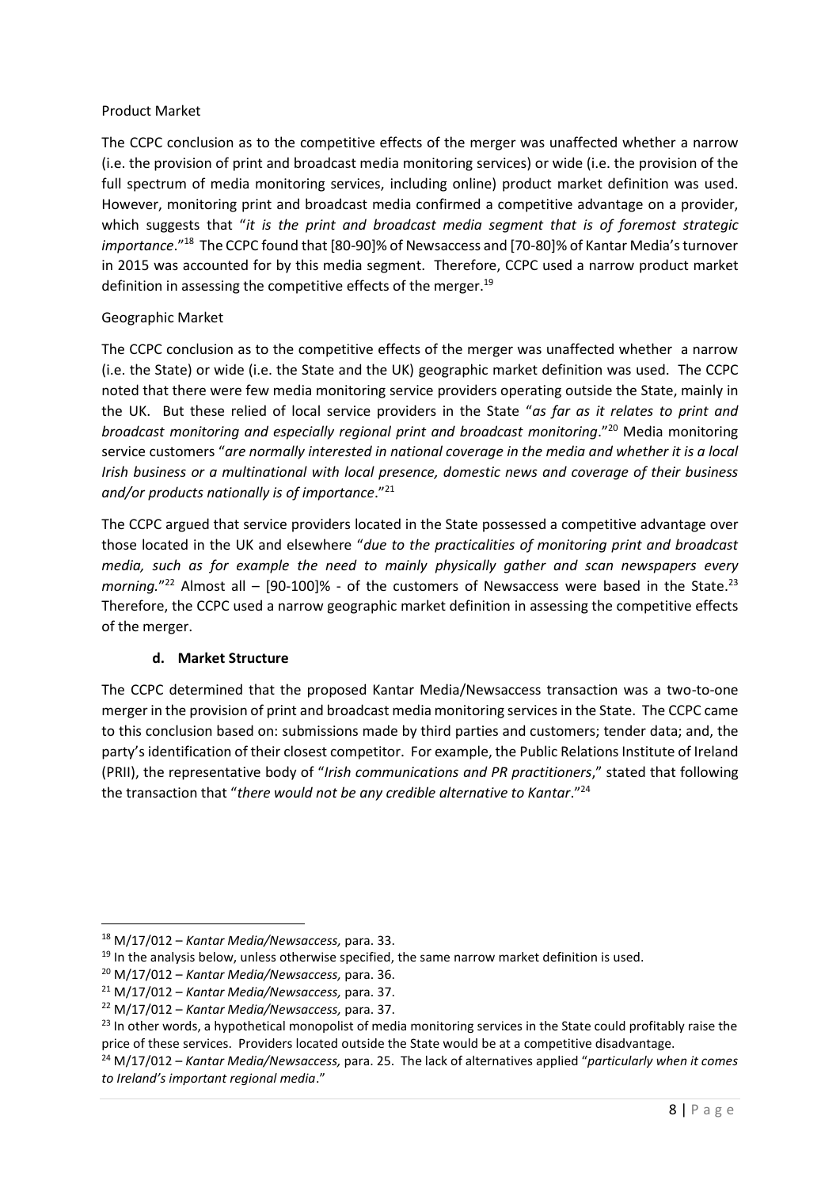Product Market

The CCPC conclusion as to the competitive effects of the merger was unaffected whether a narrow (i.e. the provision of print and broadcast media monitoring services) or wide (i.e. the provision of the full spectrum of media monitoring services, including online) product market definition was used. However, monitoring print and broadcast media confirmed a competitive advantage on a provider, which suggests that "*it is the print and broadcast media segment that is of foremost strategic importance*."[18] The CCPC found that [80-90]% of Newsaccess and [70-80]% of Kantar Media's turnover in 2015 was accounted for by this media segment. Therefore, CCPC used a narrow product market definition in assessing the competitive effects of the merger.[19]

Geographic Market

The CCPC conclusion as to the competitive effects of the merger was unaffected whether a narrow (i.e. the State) or wide (i.e. the State and the UK) geographic market definition was used. The CCPC noted that there were few media monitoring service providers operating outside the State, mainly in the UK. But these relied of local service providers in the State "*as far as it relates to print and broadcast monitoring and especially regional print and broadcast monitoring*."[20] Media monitoring service customers "*are normally interested in national coverage in the media and whether it is a local Irish business or a multinational with local presence, domestic news and coverage of their business and/or products nationally is of importance*."[21]

The CCPC argued that service providers located in the State possessed a competitive advantage over those located in the UK and elsewhere "*due to the practicalities of monitoring print and broadcast media, such as for example the need to mainly physically gather and scan newspapers every morning.*"[22] Almost all – [90-100]% - of the customers of Newsaccess were based in the State.[23] Therefore, the CCPC used a narrow geographic market definition in assessing the competitive effects of the merger.

### d. Market Structure

The CCPC determined that the proposed Kantar Media/Newsaccess transaction was a two-to-one merger in the provision of print and broadcast media monitoring services in the State. The CCPC came to this conclusion based on: submissions made by third parties and customers; tender data; and, the party's identification of their closest competitor. For example, the Public Relations Institute of Ireland (PRII), the representative body of "*Irish communications and PR practitioners*," stated that following the transaction that "*there would not be any credible alternative to Kantar*."[24]

---

[18] M/17/012 – *Kantar Media/Newsaccess,* para. 33.

[19] In the analysis below, unless otherwise specified, the same narrow market definition is used.

[20] M/17/012 – *Kantar Media/Newsaccess,* para. 36.

[21] M/17/012 – *Kantar Media/Newsaccess,* para. 37.

[22] M/17/012 – *Kantar Media/Newsaccess,* para. 37.

[23] In other words, a hypothetical monopolist of media monitoring services in the State could profitably raise the price of these services. Providers located outside the State would be at a competitive disadvantage.

[24] M/17/012 – *Kantar Media/Newsaccess,* para. 25. The lack of alternatives applied "*particularly when it comes to Ireland's important regional media*."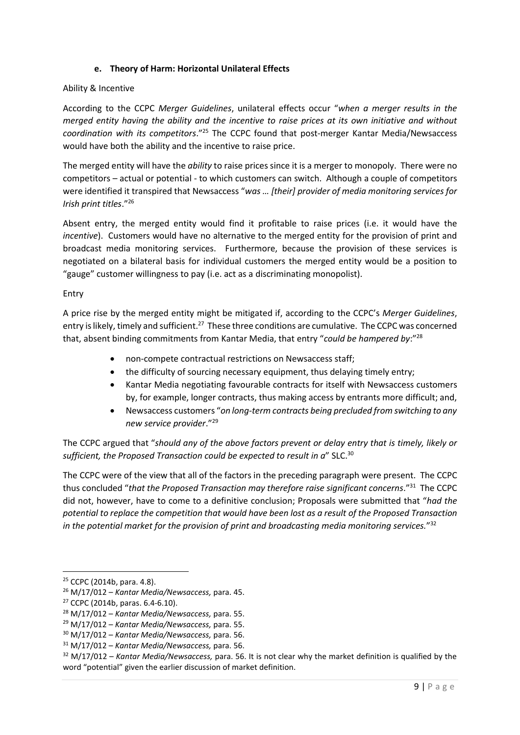#### e. Theory of Harm: Horizontal Unilateral Effects

Ability & Incentive

According to the CCPC *Merger Guidelines*, unilateral effects occur "*when a merger results in the merged entity having the ability and the incentive to raise prices at its own initiative and without coordination with its competitors*."[25] The CCPC found that post-merger Kantar Media/Newsaccess would have both the ability and the incentive to raise price.

The merged entity will have the *ability* to raise prices since it is a merger to monopoly. There were no competitors – actual or potential - to which customers can switch. Although a couple of competitors were identified it transpired that Newsaccess "*was … [their] provider of media monitoring services for Irish print titles*."[26]

Absent entry, the merged entity would find it profitable to raise prices (i.e. it would have the *incentive*). Customers would have no alternative to the merged entity for the provision of print and broadcast media monitoring services. Furthermore, because the provision of these services is negotiated on a bilateral basis for individual customers the merged entity would be a position to "gauge" customer willingness to pay (i.e. act as a discriminating monopolist).

Entry

A price rise by the merged entity might be mitigated if, according to the CCPC's *Merger Guidelines*, entry is likely, timely and sufficient.[27] These three conditions are cumulative. The CCPC was concerned that, absent binding commitments from Kantar Media, that entry "*could be hampered by*:"[28]

- non-compete contractual restrictions on Newsaccess staff;
- the difficulty of sourcing necessary equipment, thus delaying timely entry;
- Kantar Media negotiating favourable contracts for itself with Newsaccess customers by, for example, longer contracts, thus making access by entrants more difficult; and,
- Newsaccess customers "*on long-term contracts being precluded from switching to any new service provider*."[29]

The CCPC argued that "*should any of the above factors prevent or delay entry that is timely, likely or sufficient, the Proposed Transaction could be expected to result in a*" SLC.[30]

The CCPC were of the view that all of the factors in the preceding paragraph were present. The CCPC thus concluded "*that the Proposed Transaction may therefore raise significant concerns*."[31] The CCPC did not, however, have to come to a definitive conclusion; Proposals were submitted that "*had the potential to replace the competition that would have been lost as a result of the Proposed Transaction in the potential market for the provision of print and broadcasting media monitoring services.*"[32]

---

[25] CCPC (2014b, para. 4.8).

[26] M/17/012 – *Kantar Media/Newsaccess,* para. 45.

[27] CCPC (2014b, paras. 6.4-6.10).

[28] M/17/012 – *Kantar Media/Newsaccess,* para. 55.

[29] M/17/012 – *Kantar Media/Newsaccess,* para. 55.

[30] M/17/012 – *Kantar Media/Newsaccess,* para. 56.

[31] M/17/012 – *Kantar Media/Newsaccess,* para. 56.

[32] M/17/012 – *Kantar Media/Newsaccess,* para. 56. It is not clear why the market definition is qualified by the word "potential" given the earlier discussion of market definition.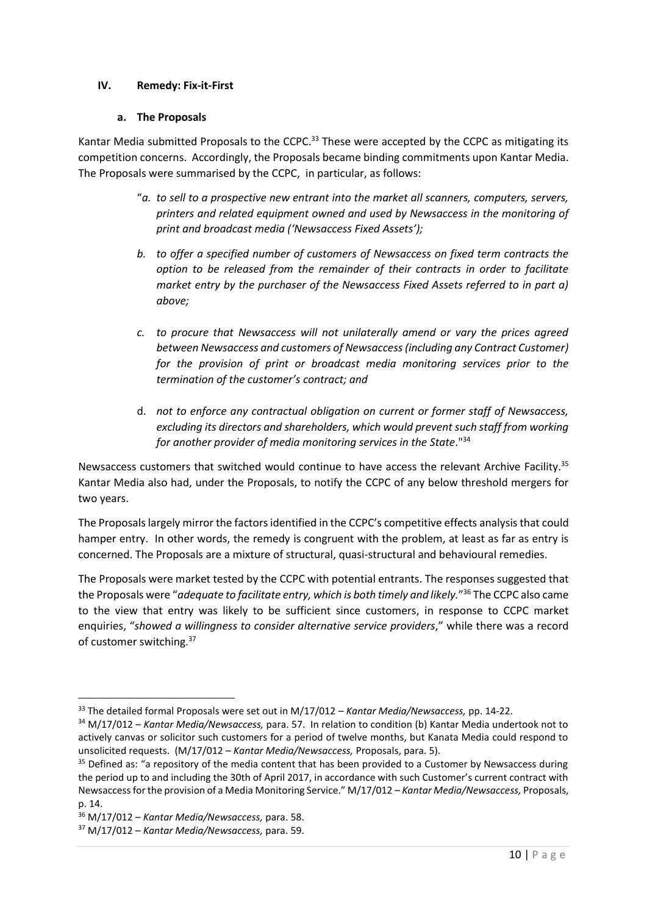## IV. Remedy: Fix-it-First

### a. The Proposals

Kantar Media submitted Proposals to the CCPC.[33] These were accepted by the CCPC as mitigating its competition concerns. Accordingly, the Proposals became binding commitments upon Kantar Media. The Proposals were summarised by the CCPC, in particular, as follows:

> "*a. to sell to a prospective new entrant into the market all scanners, computers, servers, printers and related equipment owned and used by Newsaccess in the monitoring of print and broadcast media ('Newsaccess Fixed Assets');*
>
> *b. to offer a specified number of customers of Newsaccess on fixed term contracts the option to be released from the remainder of their contracts in order to facilitate market entry by the purchaser of the Newsaccess Fixed Assets referred to in part a) above;*
>
> *c. to procure that Newsaccess will not unilaterally amend or vary the prices agreed between Newsaccess and customers of Newsaccess (including any Contract Customer) for the provision of print or broadcast media monitoring services prior to the termination of the customer's contract; and*
>
> d. *not to enforce any contractual obligation on current or former staff of Newsaccess, excluding its directors and shareholders, which would prevent such staff from working for another provider of media monitoring services in the State*."[34]

Newsaccess customers that switched would continue to have access the relevant Archive Facility.[35] Kantar Media also had, under the Proposals, to notify the CCPC of any below threshold mergers for two years.

The Proposals largely mirror the factors identified in the CCPC's competitive effects analysis that could hamper entry. In other words, the remedy is congruent with the problem, at least as far as entry is concerned. The Proposals are a mixture of structural, quasi-structural and behavioural remedies.

The Proposals were market tested by the CCPC with potential entrants. The responses suggested that the Proposals were "*adequate to facilitate entry, which is both timely and likely.*"[36] The CCPC also came to the view that entry was likely to be sufficient since customers, in response to CCPC market enquiries, "*showed a willingness to consider alternative service providers*," while there was a record of customer switching.[37]

---

[33] The detailed formal Proposals were set out in M/17/012 – *Kantar Media/Newsaccess,* pp. 14-22.

[34] M/17/012 – *Kantar Media/Newsaccess,* para. 57. In relation to condition (b) Kantar Media undertook not to actively canvas or solicitor such customers for a period of twelve months, but Kanata Media could respond to unsolicited requests. (M/17/012 – *Kantar Media/Newsaccess,* Proposals, para. 5).

[35] Defined as: "a repository of the media content that has been provided to a Customer by Newsaccess during the period up to and including the 30th of April 2017, in accordance with such Customer's current contract with Newsaccess for the provision of a Media Monitoring Service." M/17/012 – *Kantar Media/Newsaccess,* Proposals, p. 14.

[36] M/17/012 – *Kantar Media/Newsaccess,* para. 58.

[37] M/17/012 – *Kantar Media/Newsaccess,* para. 59.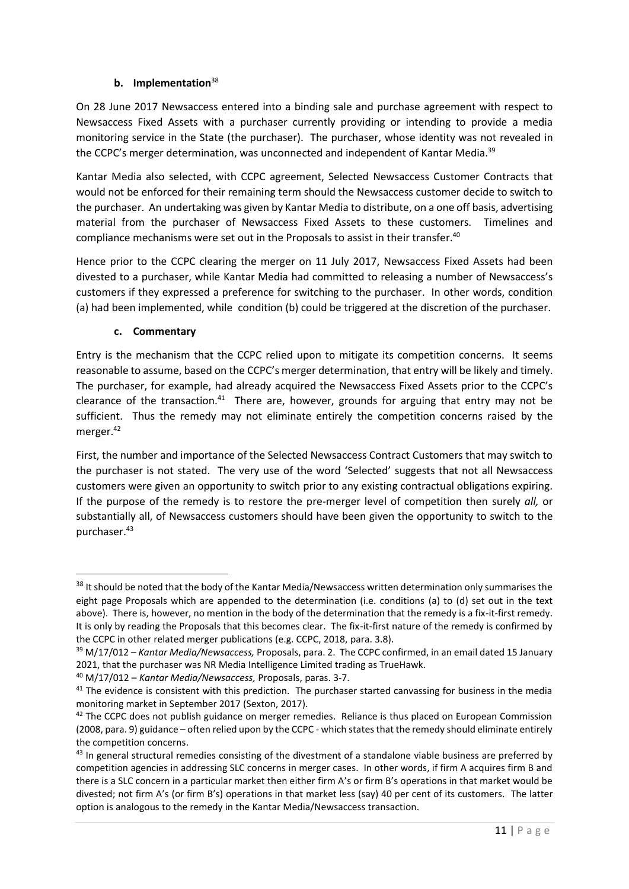### b. Implementation[38]

On 28 June 2017 Newsaccess entered into a binding sale and purchase agreement with respect to Newsaccess Fixed Assets with a purchaser currently providing or intending to provide a media monitoring service in the State (the purchaser). The purchaser, whose identity was not revealed in the CCPC's merger determination, was unconnected and independent of Kantar Media.[39]

Kantar Media also selected, with CCPC agreement, Selected Newsaccess Customer Contracts that would not be enforced for their remaining term should the Newsaccess customer decide to switch to the purchaser. An undertaking was given by Kantar Media to distribute, on a one off basis, advertising material from the purchaser of Newsaccess Fixed Assets to these customers. Timelines and compliance mechanisms were set out in the Proposals to assist in their transfer.[40]

Hence prior to the CCPC clearing the merger on 11 July 2017, Newsaccess Fixed Assets had been divested to a purchaser, while Kantar Media had committed to releasing a number of Newsaccess's customers if they expressed a preference for switching to the purchaser. In other words, condition (a) had been implemented, while condition (b) could be triggered at the discretion of the purchaser.

### c. Commentary

Entry is the mechanism that the CCPC relied upon to mitigate its competition concerns. It seems reasonable to assume, based on the CCPC's merger determination, that entry will be likely and timely. The purchaser, for example, had already acquired the Newsaccess Fixed Assets prior to the CCPC's clearance of the transaction.[41] There are, however, grounds for arguing that entry may not be sufficient. Thus the remedy may not eliminate entirely the competition concerns raised by the merger.[42]

First, the number and importance of the Selected Newsaccess Contract Customers that may switch to the purchaser is not stated. The very use of the word 'Selected' suggests that not all Newsaccess customers were given an opportunity to switch prior to any existing contractual obligations expiring. If the purpose of the remedy is to restore the pre-merger level of competition then surely *all,* or substantially all, of Newsaccess customers should have been given the opportunity to switch to the purchaser.[43]

---

[38] It should be noted that the body of the Kantar Media/Newsaccess written determination only summarises the eight page Proposals which are appended to the determination (i.e. conditions (a) to (d) set out in the text above). There is, however, no mention in the body of the determination that the remedy is a fix-it-first remedy. It is only by reading the Proposals that this becomes clear. The fix-it-first nature of the remedy is confirmed by the CCPC in other related merger publications (e.g. CCPC, 2018, para. 3.8).

[39] M/17/012 – *Kantar Media/Newsaccess,* Proposals, para. 2. The CCPC confirmed, in an email dated 15 January 2021, that the purchaser was NR Media Intelligence Limited trading as TrueHawk.

[40] M/17/012 – *Kantar Media/Newsaccess,* Proposals, paras. 3-7.

[41] The evidence is consistent with this prediction. The purchaser started canvassing for business in the media monitoring market in September 2017 (Sexton, 2017).

[42] The CCPC does not publish guidance on merger remedies. Reliance is thus placed on European Commission (2008, para. 9) guidance – often relied upon by the CCPC - which states that the remedy should eliminate entirely the competition concerns.

[43] In general structural remedies consisting of the divestment of a standalone viable business are preferred by competition agencies in addressing SLC concerns in merger cases. In other words, if firm A acquires firm B and there is a SLC concern in a particular market then either firm A's or firm B's operations in that market would be divested; not firm A's (or firm B's) operations in that market less (say) 40 per cent of its customers. The latter option is analogous to the remedy in the Kantar Media/Newsaccess transaction.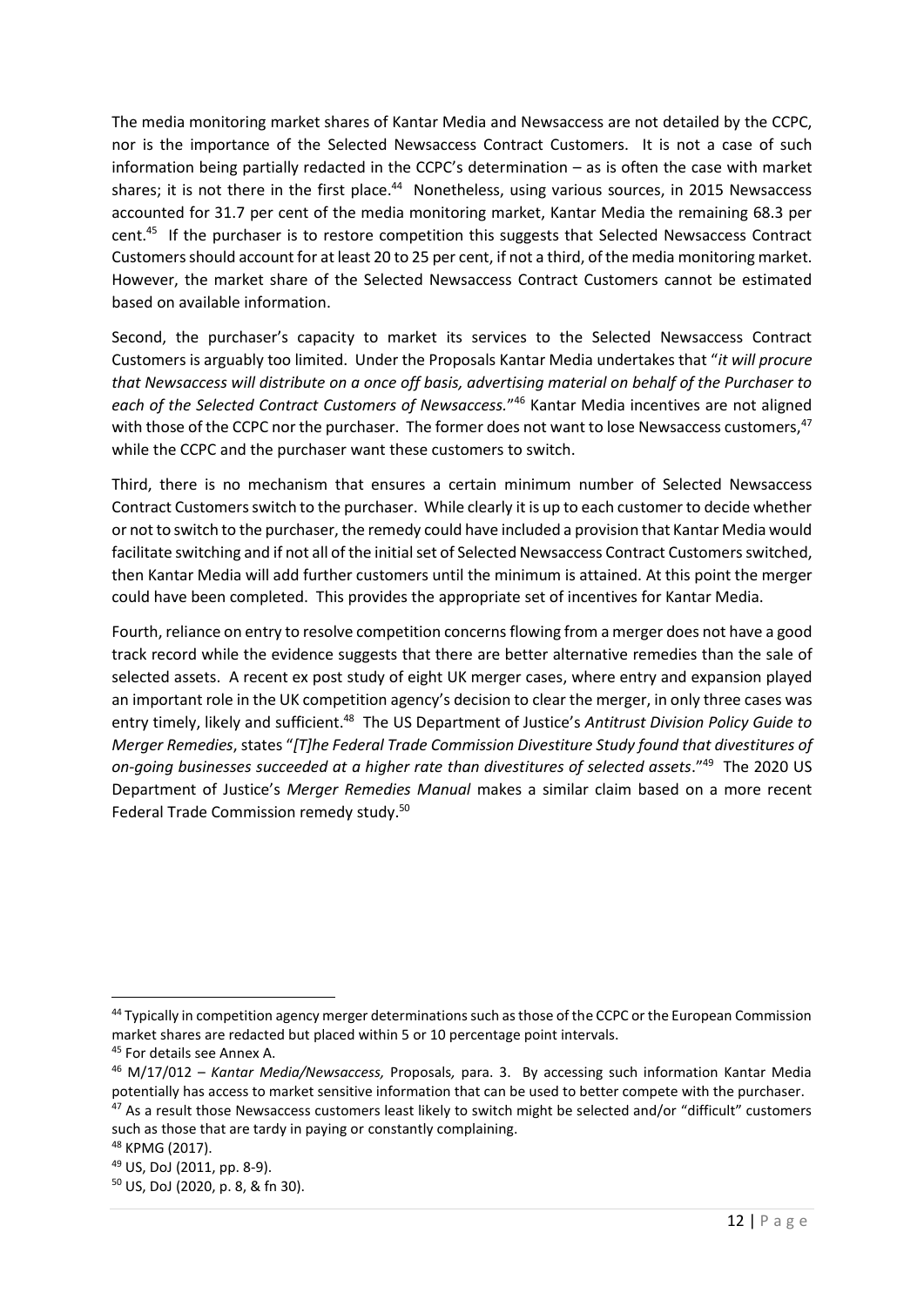The media monitoring market shares of Kantar Media and Newsaccess are not detailed by the CCPC, nor is the importance of the Selected Newsaccess Contract Customers. It is not a case of such information being partially redacted in the CCPC's determination – as is often the case with market shares; it is not there in the first place.[44] Nonetheless, using various sources, in 2015 Newsaccess accounted for 31.7 per cent of the media monitoring market, Kantar Media the remaining 68.3 per cent.[45] If the purchaser is to restore competition this suggests that Selected Newsaccess Contract Customers should account for at least 20 to 25 per cent, if not a third, of the media monitoring market. However, the market share of the Selected Newsaccess Contract Customers cannot be estimated based on available information.

Second, the purchaser's capacity to market its services to the Selected Newsaccess Contract Customers is arguably too limited. Under the Proposals Kantar Media undertakes that "*it will procure that Newsaccess will distribute on a once off basis, advertising material on behalf of the Purchaser to each of the Selected Contract Customers of Newsaccess*."[46] Kantar Media incentives are not aligned with those of the CCPC nor the purchaser. The former does not want to lose Newsaccess customers,[47] while the CCPC and the purchaser want these customers to switch.

Third, there is no mechanism that ensures a certain minimum number of Selected Newsaccess Contract Customers switch to the purchaser. While clearly it is up to each customer to decide whether or not to switch to the purchaser, the remedy could have included a provision that Kantar Media would facilitate switching and if not all of the initial set of Selected Newsaccess Contract Customers switched, then Kantar Media will add further customers until the minimum is attained. At this point the merger could have been completed. This provides the appropriate set of incentives for Kantar Media.

Fourth, reliance on entry to resolve competition concerns flowing from a merger does not have a good track record while the evidence suggests that there are better alternative remedies than the sale of selected assets. A recent ex post study of eight UK merger cases, where entry and expansion played an important role in the UK competition agency's decision to clear the merger, in only three cases was entry timely, likely and sufficient.[48] The US Department of Justice's *Antitrust Division Policy Guide to Merger Remedies*, states "*[T]he Federal Trade Commission Divestiture Study found that divestitures of on-going businesses succeeded at a higher rate than divestitures of selected assets*."[49] The 2020 US Department of Justice's *Merger Remedies Manual* makes a similar claim based on a more recent Federal Trade Commission remedy study.[50]

---

[44] Typically in competition agency merger determinations such as those of the CCPC or the European Commission market shares are redacted but placed within 5 or 10 percentage point intervals.

[45] For details see Annex A.

[46] M/17/012 – *Kantar Media/Newsaccess,* Proposals*,* para. 3. By accessing such information Kantar Media potentially has access to market sensitive information that can be used to better compete with the purchaser.

[47] As a result those Newsaccess customers least likely to switch might be selected and/or "difficult" customers such as those that are tardy in paying or constantly complaining.

[48] KPMG (2017).

[49] US, DoJ (2011, pp. 8-9).

[50] US, DoJ (2020, p. 8, & fn 30).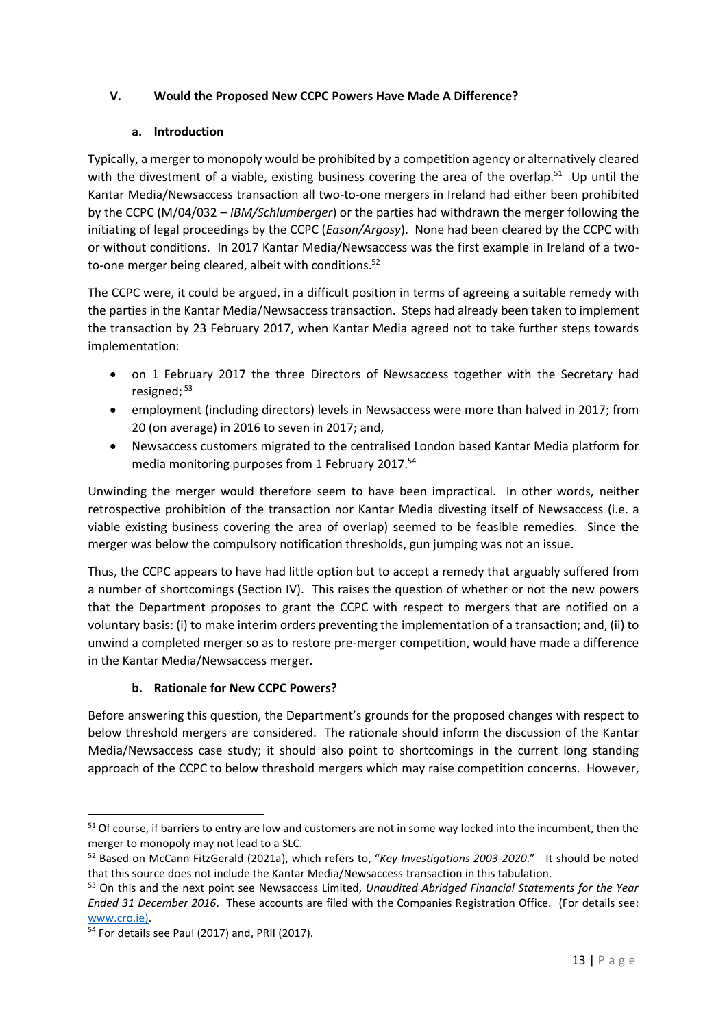## V. Would the Proposed New CCPC Powers Have Made A Difference?

### a. Introduction

Typically, a merger to monopoly would be prohibited by a competition agency or alternatively cleared with the divestment of a viable, existing business covering the area of the overlap.[51] Up until the Kantar Media/Newsaccess transaction all two-to-one mergers in Ireland had either been prohibited by the CCPC (M/04/032 – *IBM/Schlumberger*) or the parties had withdrawn the merger following the initiating of legal proceedings by the CCPC (*Eason/Argosy*). None had been cleared by the CCPC with or without conditions. In 2017 Kantar Media/Newsaccess was the first example in Ireland of a two-to-one merger being cleared, albeit with conditions.[52]

The CCPC were, it could be argued, in a difficult position in terms of agreeing a suitable remedy with the parties in the Kantar Media/Newsaccess transaction. Steps had already been taken to implement the transaction by 23 February 2017, when Kantar Media agreed not to take further steps towards implementation:

- on 1 February 2017 the three Directors of Newsaccess together with the Secretary had resigned;[53]
- employment (including directors) levels in Newsaccess were more than halved in 2017; from 20 (on average) in 2016 to seven in 2017; and,
- Newsaccess customers migrated to the centralised London based Kantar Media platform for media monitoring purposes from 1 February 2017.[54]

Unwinding the merger would therefore seem to have been impractical. In other words, neither retrospective prohibition of the transaction nor Kantar Media divesting itself of Newsaccess (i.e. a viable existing business covering the area of overlap) seemed to be feasible remedies. Since the merger was below the compulsory notification thresholds, gun jumping was not an issue.

Thus, the CCPC appears to have had little option but to accept a remedy that arguably suffered from a number of shortcomings (Section IV). This raises the question of whether or not the new powers that the Department proposes to grant the CCPC with respect to mergers that are notified on a voluntary basis: (i) to make interim orders preventing the implementation of a transaction; and, (ii) to unwind a completed merger so as to restore pre-merger competition, would have made a difference in the Kantar Media/Newsaccess merger.

### b. Rationale for New CCPC Powers?

Before answering this question, the Department's grounds for the proposed changes with respect to below threshold mergers are considered. The rationale should inform the discussion of the Kantar Media/Newsaccess case study; it should also point to shortcomings in the current long standing approach of the CCPC to below threshold mergers which may raise competition concerns. However,

---

[51] Of course, if barriers to entry are low and customers are not in some way locked into the incumbent, then the merger to monopoly may not lead to a SLC.

[52] Based on McCann FitzGerald (2021a), which refers to, "*Key Investigations 2003-2020*." It should be noted that this source does not include the Kantar Media/Newsaccess transaction in this tabulation.

[53] On this and the next point see Newsaccess Limited, *Unaudited Abridged Financial Statements for the Year Ended 31 December 2016*. These accounts are filed with the Companies Registration Office. (For details see: www.cro.ie).

[54] For details see Paul (2017) and, PRII (2017).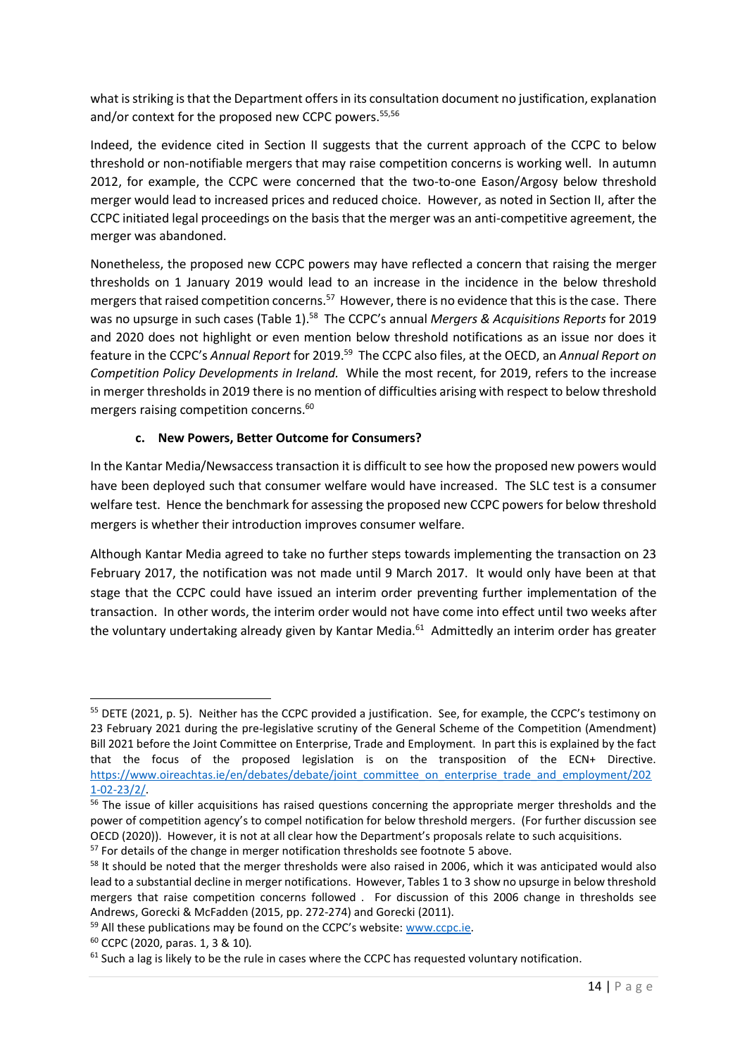what is striking is that the Department offers in its consultation document no justification, explanation and/or context for the proposed new CCPC powers.[55,56]

Indeed, the evidence cited in Section II suggests that the current approach of the CCPC to below threshold or non-notifiable mergers that may raise competition concerns is working well. In autumn 2012, for example, the CCPC were concerned that the two-to-one Eason/Argosy below threshold merger would lead to increased prices and reduced choice. However, as noted in Section II, after the CCPC initiated legal proceedings on the basis that the merger was an anti-competitive agreement, the merger was abandoned.

Nonetheless, the proposed new CCPC powers may have reflected a concern that raising the merger thresholds on 1 January 2019 would lead to an increase in the incidence in the below threshold mergers that raised competition concerns.[57] However, there is no evidence that this is the case. There was no upsurge in such cases (Table 1).[58] The CCPC's annual *Mergers & Acquisitions Reports* for 2019 and 2020 does not highlight or even mention below threshold notifications as an issue nor does it feature in the CCPC's *Annual Report* for 2019.[59] The CCPC also files, at the OECD, an *Annual Report on Competition Policy Developments in Ireland.* While the most recent, for 2019, refers to the increase in merger thresholds in 2019 there is no mention of difficulties arising with respect to below threshold mergers raising competition concerns.[60]

### c. New Powers, Better Outcome for Consumers?

In the Kantar Media/Newsaccess transaction it is difficult to see how the proposed new powers would have been deployed such that consumer welfare would have increased. The SLC test is a consumer welfare test. Hence the benchmark for assessing the proposed new CCPC powers for below threshold mergers is whether their introduction improves consumer welfare.

Although Kantar Media agreed to take no further steps towards implementing the transaction on 23 February 2017, the notification was not made until 9 March 2017. It would only have been at that stage that the CCPC could have issued an interim order preventing further implementation of the transaction. In other words, the interim order would not have come into effect until two weeks after the voluntary undertaking already given by Kantar Media.[61] Admittedly an interim order has greater

---

[55] DETE (2021, p. 5). Neither has the CCPC provided a justification. See, for example, the CCPC's testimony on 23 February 2021 during the pre-legislative scrutiny of the General Scheme of the Competition (Amendment) Bill 2021 before the Joint Committee on Enterprise, Trade and Employment. In part this is explained by the fact that the focus of the proposed legislation is on the transposition of the ECN+ Directive. https://www.oireachtas.ie/en/debates/debate/joint_committee_on_enterprise_trade_and_employment/2021-02-23/2/.

[56] The issue of killer acquisitions has raised questions concerning the appropriate merger thresholds and the power of competition agency's to compel notification for below threshold mergers. (For further discussion see OECD (2020)). However, it is not at all clear how the Department's proposals relate to such acquisitions.

[57] For details of the change in merger notification thresholds see footnote 5 above.

[58] It should be noted that the merger thresholds were also raised in 2006, which it was anticipated would also lead to a substantial decline in merger notifications. However, Tables 1 to 3 show no upsurge in below threshold mergers that raise competition concerns followed . For discussion of this 2006 change in thresholds see Andrews, Gorecki & McFadden (2015, pp. 272-274) and Gorecki (2011).

[59] All these publications may be found on the CCPC's website: www.ccpc.ie.

[60] CCPC (2020, paras. 1, 3 & 10).

[61] Such a lag is likely to be the rule in cases where the CCPC has requested voluntary notification.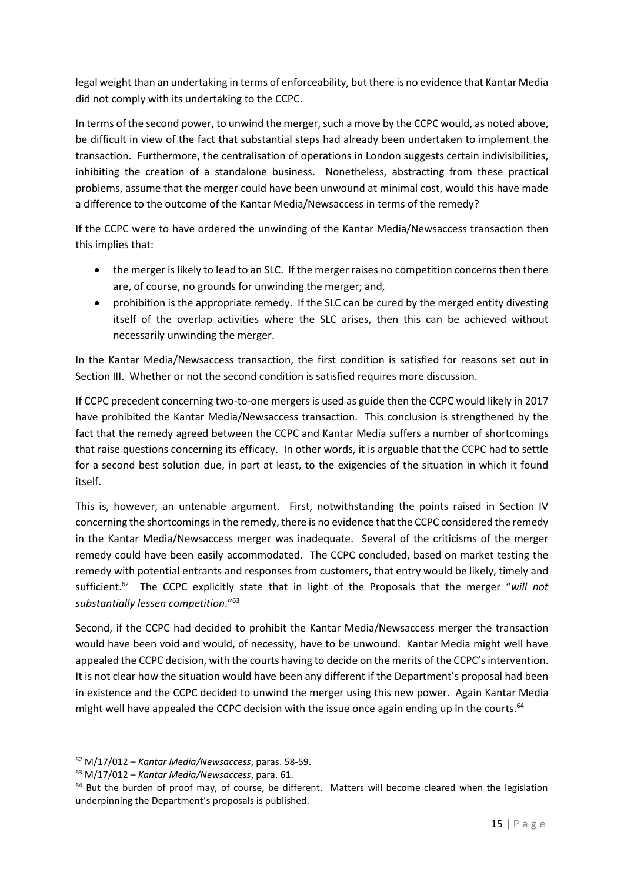legal weight than an undertaking in terms of enforceability, but there is no evidence that Kantar Media did not comply with its undertaking to the CCPC.

In terms of the second power, to unwind the merger, such a move by the CCPC would, as noted above, be difficult in view of the fact that substantial steps had already been undertaken to implement the transaction. Furthermore, the centralisation of operations in London suggests certain indivisibilities, inhibiting the creation of a standalone business. Nonetheless, abstracting from these practical problems, assume that the merger could have been unwound at minimal cost, would this have made a difference to the outcome of the Kantar Media/Newsaccess in terms of the remedy?

If the CCPC were to have ordered the unwinding of the Kantar Media/Newsaccess transaction then this implies that:

- the merger is likely to lead to an SLC. If the merger raises no competition concerns then there are, of course, no grounds for unwinding the merger; and,
- prohibition is the appropriate remedy. If the SLC can be cured by the merged entity divesting itself of the overlap activities where the SLC arises, then this can be achieved without necessarily unwinding the merger.

In the Kantar Media/Newsaccess transaction, the first condition is satisfied for reasons set out in Section III. Whether or not the second condition is satisfied requires more discussion.

If CCPC precedent concerning two-to-one mergers is used as guide then the CCPC would likely in 2017 have prohibited the Kantar Media/Newsaccess transaction. This conclusion is strengthened by the fact that the remedy agreed between the CCPC and Kantar Media suffers a number of shortcomings that raise questions concerning its efficacy. In other words, it is arguable that the CCPC had to settle for a second best solution due, in part at least, to the exigencies of the situation in which it found itself.

This is, however, an untenable argument. First, notwithstanding the points raised in Section IV concerning the shortcomings in the remedy, there is no evidence that the CCPC considered the remedy in the Kantar Media/Newsaccess merger was inadequate. Several of the criticisms of the merger remedy could have been easily accommodated. The CCPC concluded, based on market testing the remedy with potential entrants and responses from customers, that entry would be likely, timely and sufficient.[62] The CCPC explicitly state that in light of the Proposals that the merger "*will not substantially lessen competition*."[63]

Second, if the CCPC had decided to prohibit the Kantar Media/Newsaccess merger the transaction would have been void and would, of necessity, have to be unwound. Kantar Media might well have appealed the CCPC decision, with the courts having to decide on the merits of the CCPC's intervention. It is not clear how the situation would have been any different if the Department's proposal had been in existence and the CCPC decided to unwind the merger using this new power. Again Kantar Media might well have appealed the CCPC decision with the issue once again ending up in the courts.[64]

---

[62] M/17/012 – *Kantar Media/Newsaccess*, paras. 58-59.

[63] M/17/012 – *Kantar Media/Newsaccess*, para. 61.

[64] But the burden of proof may, of course, be different. Matters will become cleared when the legislation underpinning the Department's proposals is published.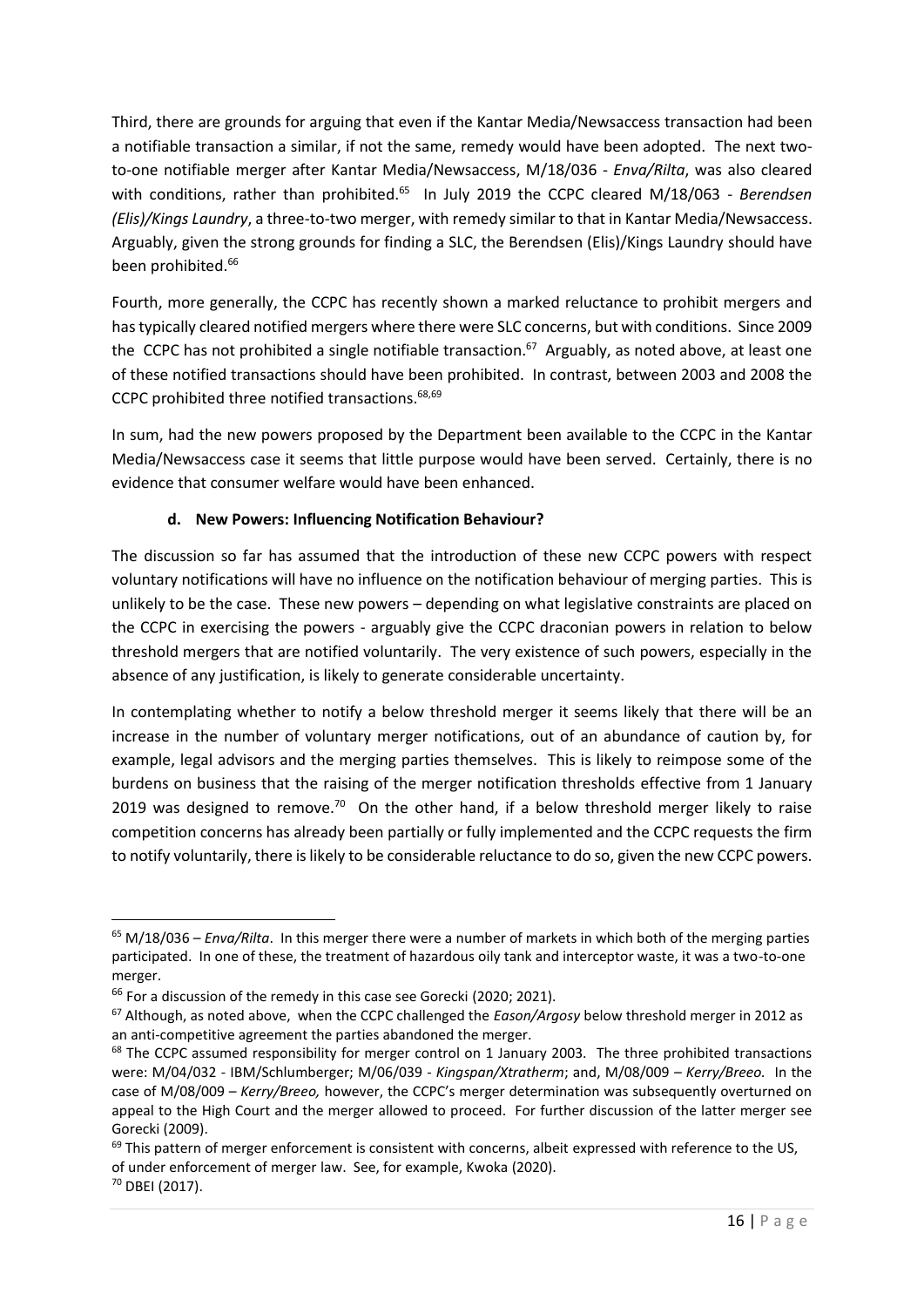Third, there are grounds for arguing that even if the Kantar Media/Newsaccess transaction had been a notifiable transaction a similar, if not the same, remedy would have been adopted. The next two-to-one notifiable merger after Kantar Media/Newsaccess, M/18/036 - *Enva/Rilta*, was also cleared with conditions, rather than prohibited.[65] In July 2019 the CCPC cleared M/18/063 - *Berendsen (Elis)/Kings Laundry*, a three-to-two merger, with remedy similar to that in Kantar Media/Newsaccess. Arguably, given the strong grounds for finding a SLC, the Berendsen (Elis)/Kings Laundry should have been prohibited.[66]

Fourth, more generally, the CCPC has recently shown a marked reluctance to prohibit mergers and has typically cleared notified mergers where there were SLC concerns, but with conditions. Since 2009 the CCPC has not prohibited a single notifiable transaction.[67] Arguably, as noted above, at least one of these notified transactions should have been prohibited. In contrast, between 2003 and 2008 the CCPC prohibited three notified transactions.[68,69]

In sum, had the new powers proposed by the Department been available to the CCPC in the Kantar Media/Newsaccess case it seems that little purpose would have been served. Certainly, there is no evidence that consumer welfare would have been enhanced.

### d. New Powers: Influencing Notification Behaviour?

The discussion so far has assumed that the introduction of these new CCPC powers with respect voluntary notifications will have no influence on the notification behaviour of merging parties. This is unlikely to be the case. These new powers – depending on what legislative constraints are placed on the CCPC in exercising the powers - arguably give the CCPC draconian powers in relation to below threshold mergers that are notified voluntarily. The very existence of such powers, especially in the absence of any justification, is likely to generate considerable uncertainty.

In contemplating whether to notify a below threshold merger it seems likely that there will be an increase in the number of voluntary merger notifications, out of an abundance of caution by, for example, legal advisors and the merging parties themselves. This is likely to reimpose some of the burdens on business that the raising of the merger notification thresholds effective from 1 January 2019 was designed to remove.[70] On the other hand, if a below threshold merger likely to raise competition concerns has already been partially or fully implemented and the CCPC requests the firm to notify voluntarily, there is likely to be considerable reluctance to do so, given the new CCPC powers.

---

[65] M/18/036 – *Enva/Rilta*. In this merger there were a number of markets in which both of the merging parties participated. In one of these, the treatment of hazardous oily tank and interceptor waste, it was a two-to-one merger.

[66] For a discussion of the remedy in this case see Gorecki (2020; 2021).

[67] Although, as noted above, when the CCPC challenged the *Eason/Argosy* below threshold merger in 2012 as an anti-competitive agreement the parties abandoned the merger.

[68] The CCPC assumed responsibility for merger control on 1 January 2003. The three prohibited transactions were: M/04/032 - IBM/Schlumberger; M/06/039 - *Kingspan/Xtratherm*; and, M/08/009 – *Kerry/Breeo.* In the case of M/08/009 – *Kerry/Breeo,* however, the CCPC's merger determination was subsequently overturned on appeal to the High Court and the merger allowed to proceed. For further discussion of the latter merger see Gorecki (2009).

[69] This pattern of merger enforcement is consistent with concerns, albeit expressed with reference to the US, of under enforcement of merger law. See, for example, Kwoka (2020).

[70] DBEI (2017).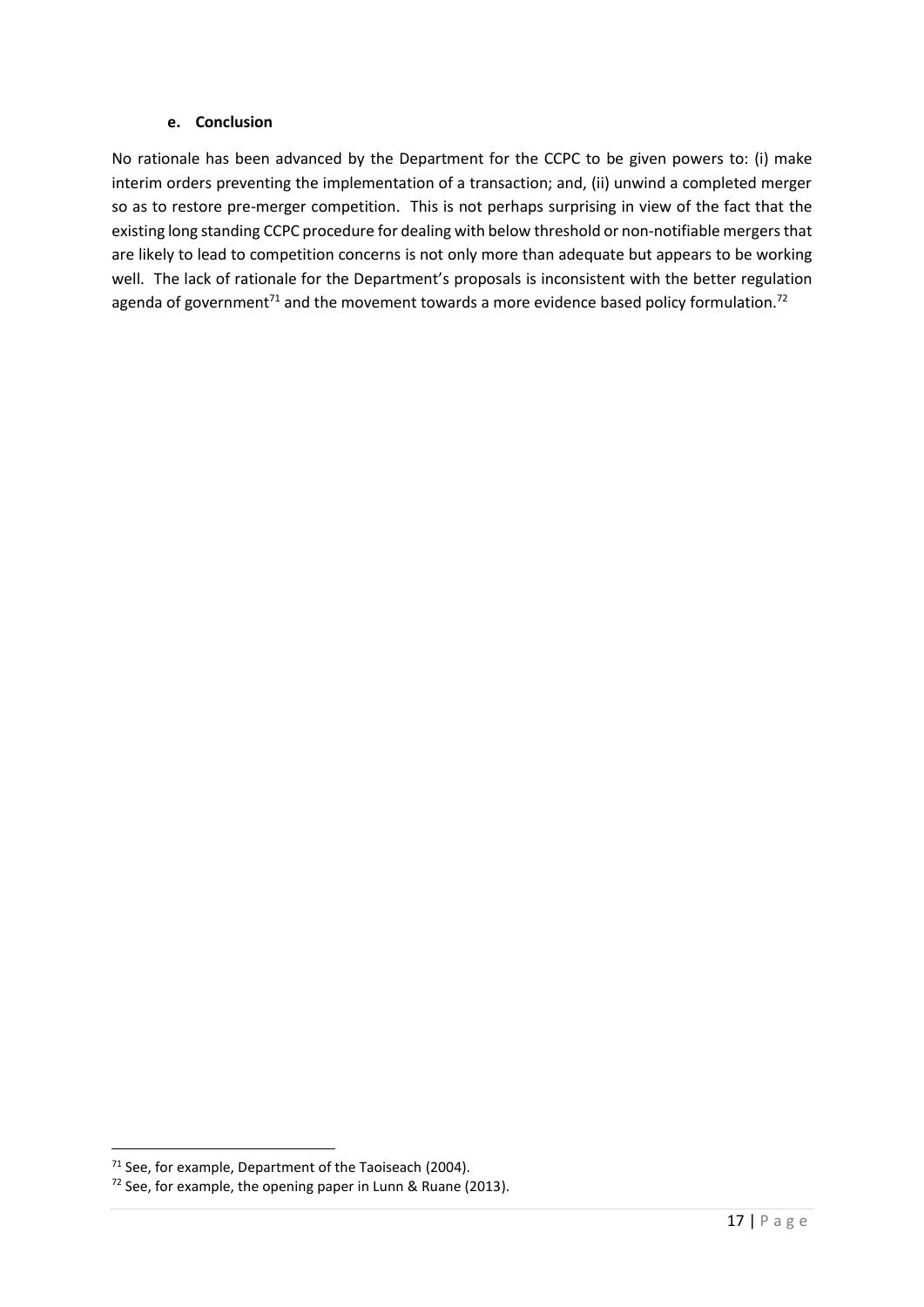### e. Conclusion

No rationale has been advanced by the Department for the CCPC to be given powers to: (i) make interim orders preventing the implementation of a transaction; and, (ii) unwind a completed merger so as to restore pre-merger competition. This is not perhaps surprising in view of the fact that the existing long standing CCPC procedure for dealing with below threshold or non-notifiable mergers that are likely to lead to competition concerns is not only more than adequate but appears to be working well. The lack of rationale for the Department's proposals is inconsistent with the better regulation agenda of government[71] and the movement towards a more evidence based policy formulation.[72]

---

[71] See, for example, Department of the Taoiseach (2004).

[72] See, for example, the opening paper in Lunn & Ruane (2013).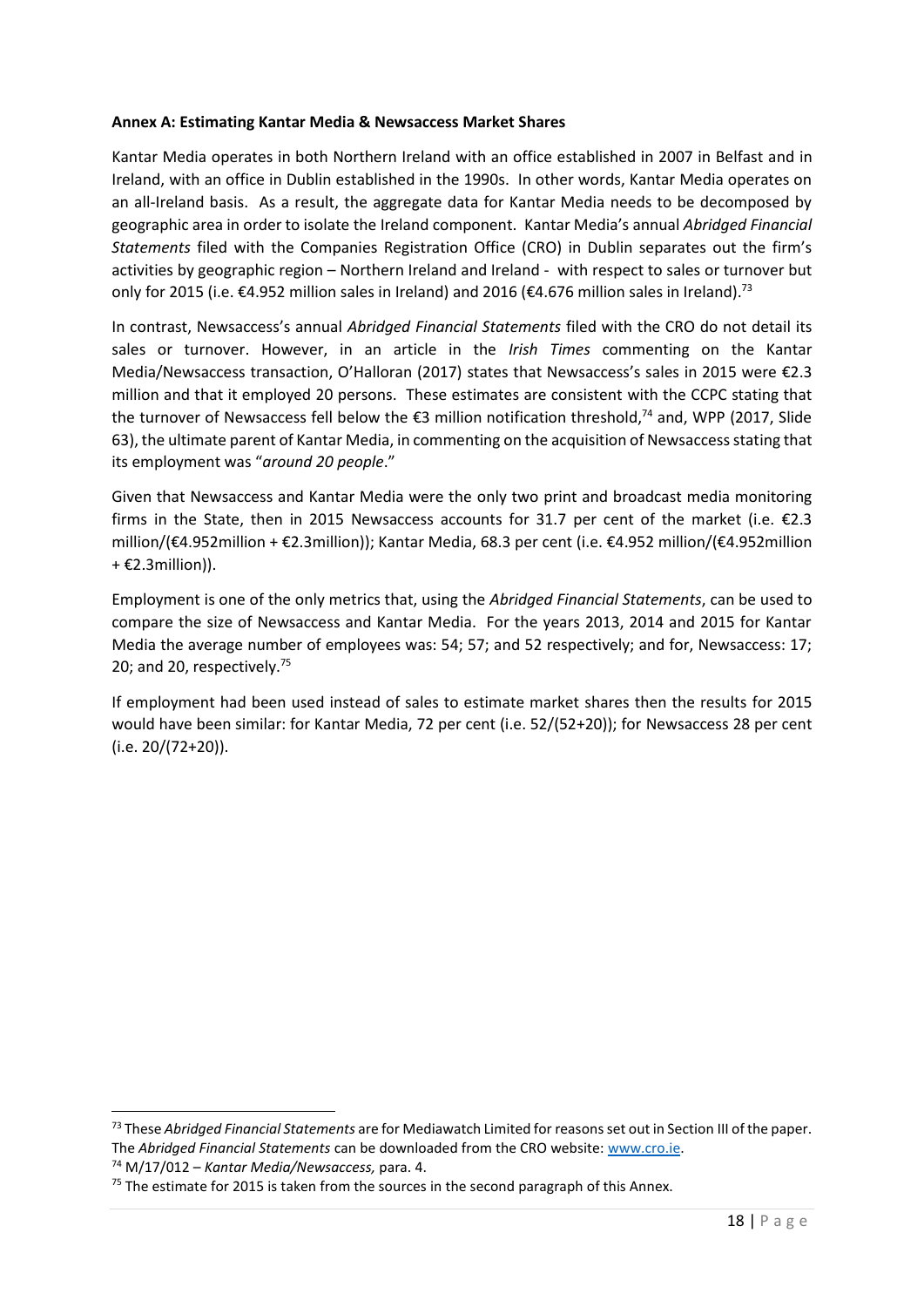**Annex A: Estimating Kantar Media & Newsaccess Market Shares**

Kantar Media operates in both Northern Ireland with an office established in 2007 in Belfast and in Ireland, with an office in Dublin established in the 1990s. In other words, Kantar Media operates on an all-Ireland basis. As a result, the aggregate data for Kantar Media needs to be decomposed by geographic area in order to isolate the Ireland component. Kantar Media's annual *Abridged Financial Statements* filed with the Companies Registration Office (CRO) in Dublin separates out the firm's activities by geographic region – Northern Ireland and Ireland - with respect to sales or turnover but only for 2015 (i.e. €4.952 million sales in Ireland) and 2016 (€4.676 million sales in Ireland).[73]

In contrast, Newsaccess's annual *Abridged Financial Statements* filed with the CRO do not detail its sales or turnover. However, in an article in the *Irish Times* commenting on the Kantar Media/Newsaccess transaction, O'Halloran (2017) states that Newsaccess's sales in 2015 were €2.3 million and that it employed 20 persons. These estimates are consistent with the CCPC stating that the turnover of Newsaccess fell below the €3 million notification threshold,[74] and, WPP (2017, Slide 63), the ultimate parent of Kantar Media, in commenting on the acquisition of Newsaccess stating that its employment was "*around 20 people*."

Given that Newsaccess and Kantar Media were the only two print and broadcast media monitoring firms in the State, then in 2015 Newsaccess accounts for 31.7 per cent of the market (i.e. €2.3 million/(€4.952million + €2.3million)); Kantar Media, 68.3 per cent (i.e. €4.952 million/(€4.952million + €2.3million)).

Employment is one of the only metrics that, using the *Abridged Financial Statements*, can be used to compare the size of Newsaccess and Kantar Media. For the years 2013, 2014 and 2015 for Kantar Media the average number of employees was: 54; 57; and 52 respectively; and for, Newsaccess: 17; 20; and 20, respectively.[75]

If employment had been used instead of sales to estimate market shares then the results for 2015 would have been similar: for Kantar Media, 72 per cent (i.e. 52/(52+20)); for Newsaccess 28 per cent (i.e. 20/(72+20)).

---

[73] These *Abridged Financial Statements* are for Mediawatch Limited for reasons set out in Section III of the paper. The *Abridged Financial Statements* can be downloaded from the CRO website: www.cro.ie.

[74] M/17/012 – *Kantar Media/Newsaccess,* para. 4.

[75] The estimate for 2015 is taken from the sources in the second paragraph of this Annex.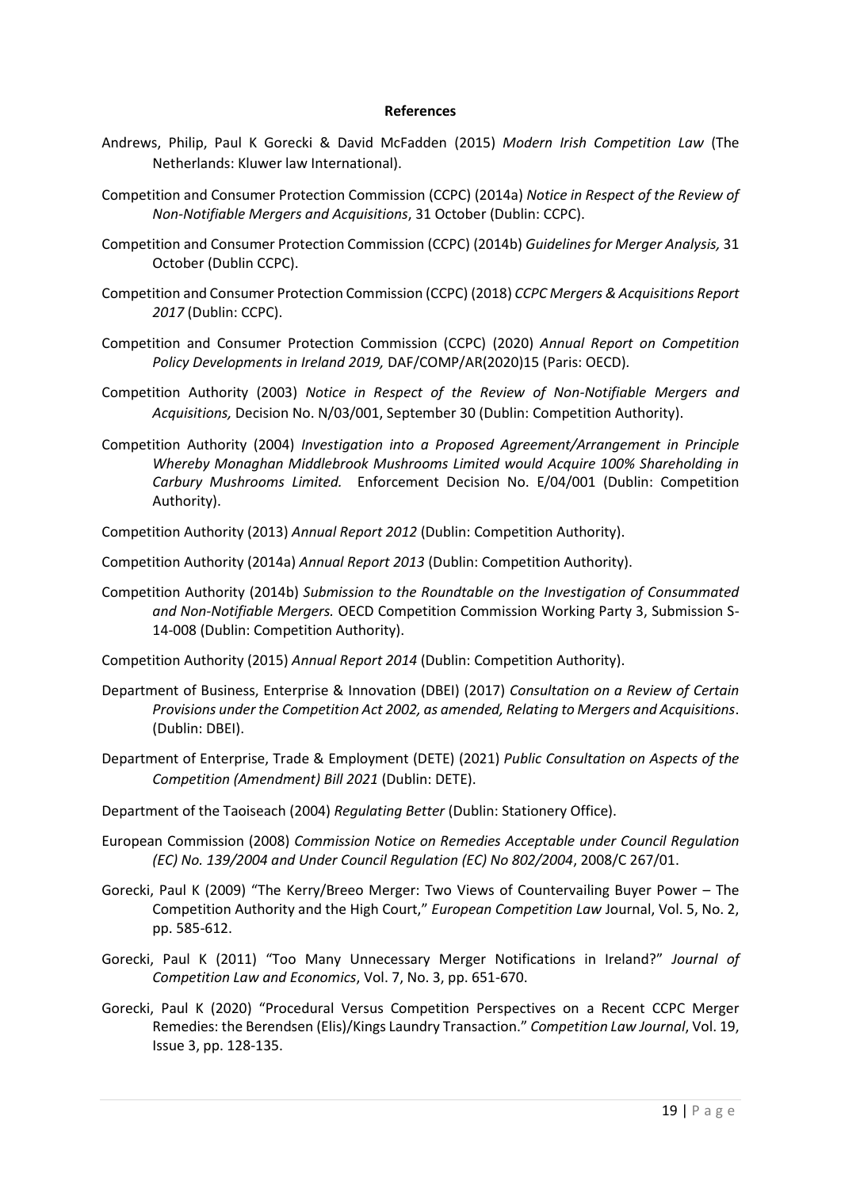## References

Andrews, Philip, Paul K Gorecki & David McFadden (2015) *Modern Irish Competition Law* (The Netherlands: Kluwer law International).

Competition and Consumer Protection Commission (CCPC) (2014a) *Notice in Respect of the Review of Non-Notifiable Mergers and Acquisitions*, 31 October (Dublin: CCPC).

Competition and Consumer Protection Commission (CCPC) (2014b) *Guidelines for Merger Analysis,* 31 October (Dublin CCPC).

Competition and Consumer Protection Commission (CCPC) (2018) *CCPC Mergers & Acquisitions Report 2017* (Dublin: CCPC).

Competition and Consumer Protection Commission (CCPC) (2020) *Annual Report on Competition Policy Developments in Ireland 2019,* DAF/COMP/AR(2020)15 (Paris: OECD).

Competition Authority (2003) *Notice in Respect of the Review of Non-Notifiable Mergers and Acquisitions,* Decision No. N/03/001, September 30 (Dublin: Competition Authority).

Competition Authority (2004) *Investigation into a Proposed Agreement/Arrangement in Principle Whereby Monaghan Middlebrook Mushrooms Limited would Acquire 100% Shareholding in Carbury Mushrooms Limited.* Enforcement Decision No. E/04/001 (Dublin: Competition Authority).

Competition Authority (2013) *Annual Report 2012* (Dublin: Competition Authority).

Competition Authority (2014a) *Annual Report 2013* (Dublin: Competition Authority).

Competition Authority (2014b) *Submission to the Roundtable on the Investigation of Consummated and Non-Notifiable Mergers.* OECD Competition Commission Working Party 3, Submission S-14-008 (Dublin: Competition Authority).

Competition Authority (2015) *Annual Report 2014* (Dublin: Competition Authority).

Department of Business, Enterprise & Innovation (DBEI) (2017) *Consultation on a Review of Certain Provisions under the Competition Act 2002, as amended, Relating to Mergers and Acquisitions*. (Dublin: DBEI).

Department of Enterprise, Trade & Employment (DETE) (2021) *Public Consultation on Aspects of the Competition (Amendment) Bill 2021* (Dublin: DETE).

Department of the Taoiseach (2004) *Regulating Better* (Dublin: Stationery Office).

European Commission (2008) *Commission Notice on Remedies Acceptable under Council Regulation (EC) No. 139/2004 and Under Council Regulation (EC) No 802/2004*, 2008/C 267/01.

Gorecki, Paul K (2009) "The Kerry/Breeo Merger: Two Views of Countervailing Buyer Power – The Competition Authority and the High Court," *European Competition Law* Journal, Vol. 5, No. 2, pp. 585-612.

Gorecki, Paul K (2011) "Too Many Unnecessary Merger Notifications in Ireland?" *Journal of Competition Law and Economics*, Vol. 7, No. 3, pp. 651-670.

Gorecki, Paul K (2020) "Procedural Versus Competition Perspectives on a Recent CCPC Merger Remedies: the Berendsen (Elis)/Kings Laundry Transaction." *Competition Law Journal*, Vol. 19, Issue 3, pp. 128-135.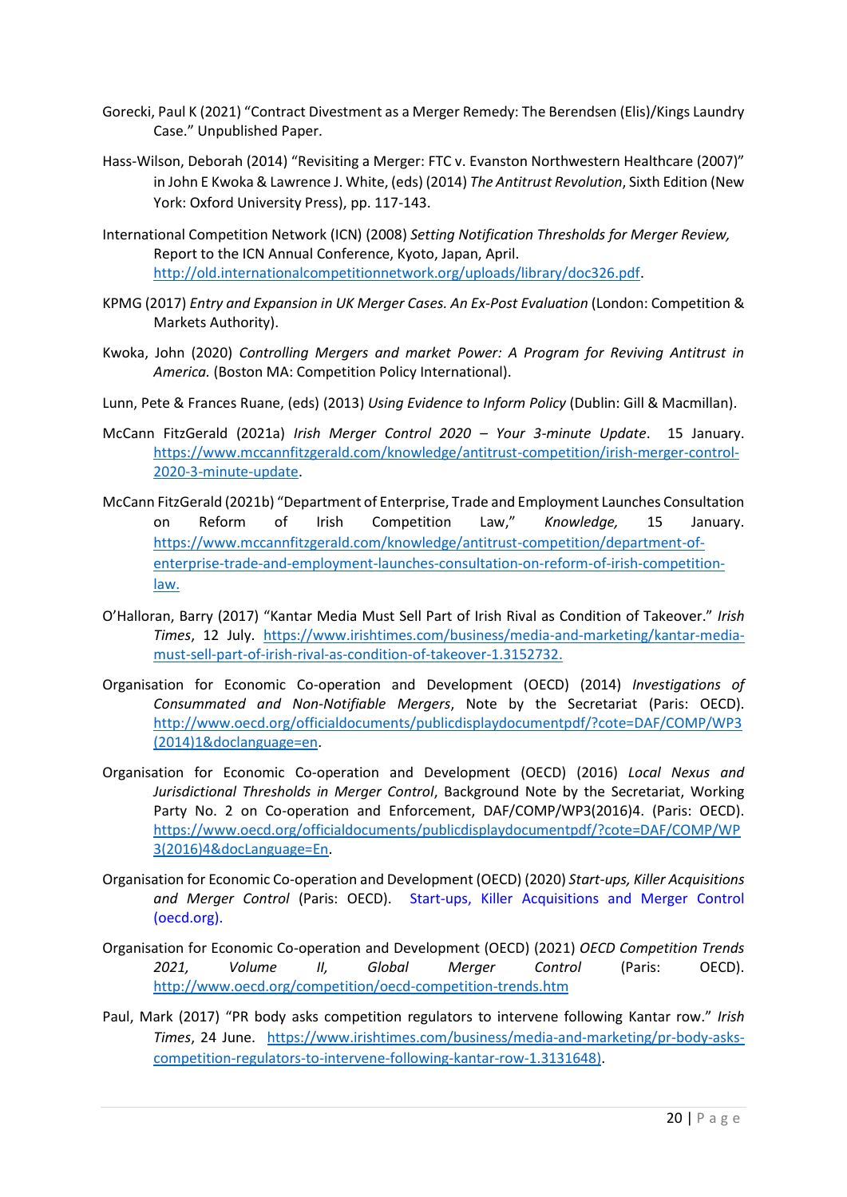Gorecki, Paul K (2021) "Contract Divestment as a Merger Remedy: The Berendsen (Elis)/Kings Laundry Case." Unpublished Paper.

Hass-Wilson, Deborah (2014) "Revisiting a Merger: FTC v. Evanston Northwestern Healthcare (2007)" in John E Kwoka & Lawrence J. White, (eds) (2014) *The Antitrust Revolution*, Sixth Edition (New York: Oxford University Press), pp. 117-143.

International Competition Network (ICN) (2008) *Setting Notification Thresholds for Merger Review,* Report to the ICN Annual Conference, Kyoto, Japan, April. http://old.internationalcompetitionnetwork.org/uploads/library/doc326.pdf.

KPMG (2017) *Entry and Expansion in UK Merger Cases. An Ex-Post Evaluation* (London: Competition & Markets Authority).

Kwoka, John (2020) *Controlling Mergers and market Power: A Program for Reviving Antitrust in America.* (Boston MA: Competition Policy International).

Lunn, Pete & Frances Ruane, (eds) (2013) *Using Evidence to Inform Policy* (Dublin: Gill & Macmillan).

McCann FitzGerald (2021a) *Irish Merger Control 2020 – Your 3-minute Update*. 15 January. https://www.mccannfitzgerald.com/knowledge/antitrust-competition/irish-merger-control-2020-3-minute-update.

McCann FitzGerald (2021b) "Department of Enterprise, Trade and Employment Launches Consultation on Reform of Irish Competition Law," *Knowledge,* 15 January. https://www.mccannfitzgerald.com/knowledge/antitrust-competition/department-of-enterprise-trade-and-employment-launches-consultation-on-reform-of-irish-competition-law.

O'Halloran, Barry (2017) "Kantar Media Must Sell Part of Irish Rival as Condition of Takeover." *Irish Times*, 12 July. https://www.irishtimes.com/business/media-and-marketing/kantar-media-must-sell-part-of-irish-rival-as-condition-of-takeover-1.3152732.

Organisation for Economic Co-operation and Development (OECD) (2014) *Investigations of Consummated and Non-Notifiable Mergers*, Note by the Secretariat (Paris: OECD). http://www.oecd.org/officialdocuments/publicdisplaydocumentpdf/?cote=DAF/COMP/WP3(2014)1&doclanguage=en.

Organisation for Economic Co-operation and Development (OECD) (2016) *Local Nexus and Jurisdictional Thresholds in Merger Control*, Background Note by the Secretariat, Working Party No. 2 on Co-operation and Enforcement, DAF/COMP/WP3(2016)4. (Paris: OECD). https://www.oecd.org/officialdocuments/publicdisplaydocumentpdf/?cote=DAF/COMP/WP3(2016)4&docLanguage=En.

Organisation for Economic Co-operation and Development (OECD) (2020) *Start-ups, Killer Acquisitions and Merger Control* (Paris: OECD). Start-ups, Killer Acquisitions and Merger Control (oecd.org).

Organisation for Economic Co-operation and Development (OECD) (2021) *OECD Competition Trends 2021, Volume II, Global Merger Control* (Paris: OECD). http://www.oecd.org/competition/oecd-competition-trends.htm

Paul, Mark (2017) "PR body asks competition regulators to intervene following Kantar row." *Irish Times*, 24 June. https://www.irishtimes.com/business/media-and-marketing/pr-body-asks-competition-regulators-to-intervene-following-kantar-row-1.3131648).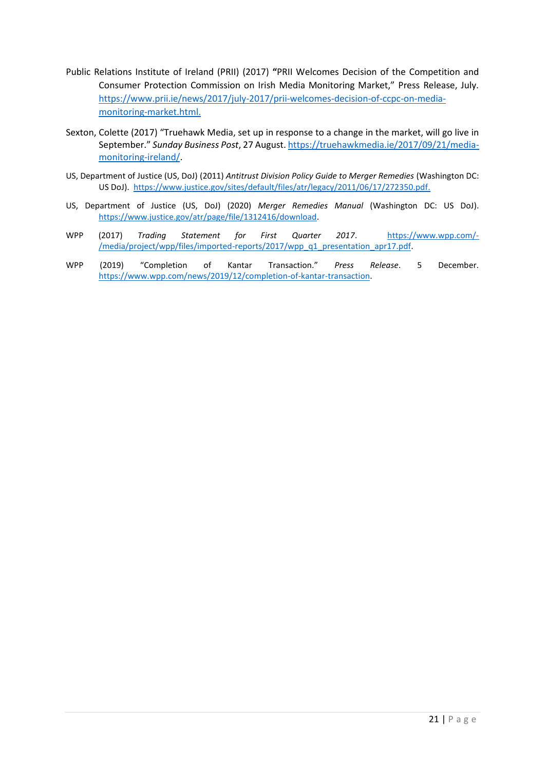Public Relations Institute of Ireland (PRII) (2017) **"**PRII Welcomes Decision of the Competition and Consumer Protection Commission on Irish Media Monitoring Market," Press Release, July. https://www.prii.ie/news/2017/july-2017/prii-welcomes-decision-of-ccpc-on-media-monitoring-market.html.

Sexton, Colette (2017) "Truehawk Media, set up in response to a change in the market, will go live in September." *Sunday Business Post*, 27 August. https://truehawkmedia.ie/2017/09/21/media-monitoring-ireland/.

US, Department of Justice (US, DoJ) (2011) *Antitrust Division Policy Guide to Merger Remedies* (Washington DC: US DoJ). https://www.justice.gov/sites/default/files/atr/legacy/2011/06/17/272350.pdf.

US, Department of Justice (US, DoJ) (2020) *Merger Remedies Manual* (Washington DC: US DoJ). https://www.justice.gov/atr/page/file/1312416/download.

WPP (2017) *Trading Statement for First Quarter 2017*. https://www.wpp.com/-/media/project/wpp/files/imported-reports/2017/wpp_q1_presentation_apr17.pdf.

WPP (2019) "Completion of Kantar Transaction." *Press Release*. 5 December. https://www.wpp.com/news/2019/12/completion-of-kantar-transaction.